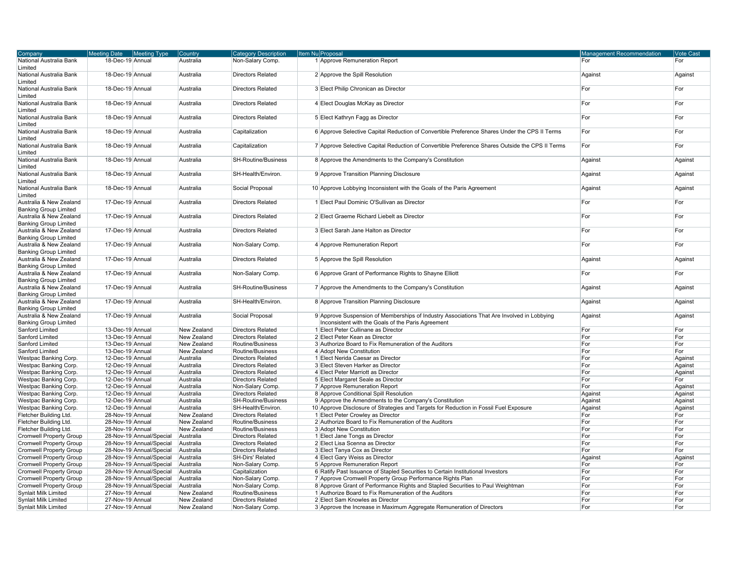| Company | Meeting Date | Meeting Type | Country | Category Description | Item Nu | Proposal | Management Recommendation | Vote Cast |
|---|---|---|---|---|---|---|---|---|
| National Australia Bank Limited | 18-Dec-19 | Annual | Australia | Non-Salary Comp. | 1 | Approve Remuneration Report | For | For |
| National Australia Bank Limited | 18-Dec-19 | Annual | Australia | Directors Related | 2 | Approve the Spill Resolution | Against | Against |
| National Australia Bank Limited | 18-Dec-19 | Annual | Australia | Directors Related | 3 | Elect Philip Chronican as Director | For | For |
| National Australia Bank Limited | 18-Dec-19 | Annual | Australia | Directors Related | 4 | Elect Douglas McKay as Director | For | For |
| National Australia Bank Limited | 18-Dec-19 | Annual | Australia | Directors Related | 5 | Elect Kathryn Fagg as Director | For | For |
| National Australia Bank Limited | 18-Dec-19 | Annual | Australia | Capitalization | 6 | Approve Selective Capital Reduction of Convertible Preference Shares Under the CPS II Terms | For | For |
| National Australia Bank Limited | 18-Dec-19 | Annual | Australia | Capitalization | 7 | Approve Selective Capital Reduction of Convertible Preference Shares Outside the CPS II Terms | For | For |
| National Australia Bank Limited | 18-Dec-19 | Annual | Australia | SH-Routine/Business | 8 | Approve the Amendments to the Company's Constitution | Against | Against |
| National Australia Bank Limited | 18-Dec-19 | Annual | Australia | SH-Health/Environ. | 9 | Approve Transition Planning Disclosure | Against | Against |
| National Australia Bank Limited | 18-Dec-19 | Annual | Australia | Social Proposal | 10 | Approve Lobbying Inconsistent with the Goals of the Paris Agreement | Against | Against |
| Australia & New Zealand Banking Group Limited | 17-Dec-19 | Annual | Australia | Directors Related | 1 | Elect Paul Dominic O'Sullivan as Director | For | For |
| Australia & New Zealand Banking Group Limited | 17-Dec-19 | Annual | Australia | Directors Related | 2 | Elect Graeme Richard Liebelt as Director | For | For |
| Australia & New Zealand Banking Group Limited | 17-Dec-19 | Annual | Australia | Directors Related | 3 | Elect Sarah Jane Halton as Director | For | For |
| Australia & New Zealand Banking Group Limited | 17-Dec-19 | Annual | Australia | Non-Salary Comp. | 4 | Approve Remuneration Report | For | For |
| Australia & New Zealand Banking Group Limited | 17-Dec-19 | Annual | Australia | Directors Related | 5 | Approve the Spill Resolution | Against | Against |
| Australia & New Zealand Banking Group Limited | 17-Dec-19 | Annual | Australia | Non-Salary Comp. | 6 | Approve Grant of Performance Rights to Shayne Elliott | For | For |
| Australia & New Zealand Banking Group Limited | 17-Dec-19 | Annual | Australia | SH-Routine/Business | 7 | Approve the Amendments to the Company's Constitution | Against | Against |
| Australia & New Zealand Banking Group Limited | 17-Dec-19 | Annual | Australia | SH-Health/Environ. | 8 | Approve Transition Planning Disclosure | Against | Against |
| Australia & New Zealand Banking Group Limited | 17-Dec-19 | Annual | Australia | Social Proposal | 9 | Approve Suspension of Memberships of Industry Associations That Are Involved in Lobbying Inconsistent with the Goals of the Paris Agreement | Against | Against |
| Sanford Limited | 13-Dec-19 | Annual | New Zealand | Directors Related | 1 | Elect Peter Cullinane as Director | For | For |
| Sanford Limited | 13-Dec-19 | Annual | New Zealand | Directors Related | 2 | Elect Peter Kean as Director | For | For |
| Sanford Limited | 13-Dec-19 | Annual | New Zealand | Routine/Business | 3 | Authorize Board to Fix Remuneration of the Auditors | For | For |
| Sanford Limited | 13-Dec-19 | Annual | New Zealand | Routine/Business | 4 | Adopt New Constitution | For | For |
| Westpac Banking Corp. | 12-Dec-19 | Annual | Australia | Directors Related | 1 | Elect Nerida Caesar as Director | For | Against |
| Westpac Banking Corp. | 12-Dec-19 | Annual | Australia | Directors Related | 3 | Elect Steven Harker as Director | For | Against |
| Westpac Banking Corp. | 12-Dec-19 | Annual | Australia | Directors Related | 4 | Elect Peter Marriott as Director | For | Against |
| Westpac Banking Corp. | 12-Dec-19 | Annual | Australia | Directors Related | 5 | Elect Margaret Seale as Director | For | For |
| Westpac Banking Corp. | 12-Dec-19 | Annual | Australia | Non-Salary Comp. | 7 | Approve Remuneration Report | For | Against |
| Westpac Banking Corp. | 12-Dec-19 | Annual | Australia | Directors Related | 8 | Approve Conditional Spill Resolution | Against | Against |
| Westpac Banking Corp. | 12-Dec-19 | Annual | Australia | SH-Routine/Business | 9 | Approve the Amendments to the Company's Constitution | Against | Against |
| Westpac Banking Corp. | 12-Dec-19 | Annual | Australia | SH-Health/Environ. | 10 | Approve Disclosure of Strategies and Targets for Reduction in Fossil Fuel Exposure | Against | Against |
| Fletcher Building Ltd. | 28-Nov-19 | Annual | New Zealand | Directors Related | 1 | Elect Peter Crowley as Director | For | For |
| Fletcher Building Ltd. | 28-Nov-19 | Annual | New Zealand | Routine/Business | 2 | Authorize Board to Fix Remuneration of the Auditors | For | For |
| Fletcher Building Ltd. | 28-Nov-19 | Annual | New Zealand | Routine/Business | 3 | Adopt New Constitution | For | For |
| Cromwell Property Group | 28-Nov-19 | Annual/Special | Australia | Directors Related | 1 | Elect Jane Tongs as Director | For | For |
| Cromwell Property Group | 28-Nov-19 | Annual/Special | Australia | Directors Related | 2 | Elect Lisa Scenna as Director | For | For |
| Cromwell Property Group | 28-Nov-19 | Annual/Special | Australia | Directors Related | 3 | Elect Tanya Cox as Director | For | For |
| Cromwell Property Group | 28-Nov-19 | Annual/Special | Australia | SH-Dirs' Related | 4 | Elect Gary Weiss as Director | Against | Against |
| Cromwell Property Group | 28-Nov-19 | Annual/Special | Australia | Non-Salary Comp. | 5 | Approve Remuneration Report | For | For |
| Cromwell Property Group | 28-Nov-19 | Annual/Special | Australia | Capitalization | 6 | Ratify Past Issuance of Stapled Securities to Certain Institutional Investors | For | For |
| Cromwell Property Group | 28-Nov-19 | Annual/Special | Australia | Non-Salary Comp. | 7 | Approve Cromwell Property Group Performance Rights Plan | For | For |
| Cromwell Property Group | 28-Nov-19 | Annual/Special | Australia | Non-Salary Comp. | 8 | Approve Grant of Performance Rights and Stapled Securities to Paul Weightman | For | For |
| Synlait Milk Limited | 27-Nov-19 | Annual | New Zealand | Routine/Business | 1 | Authorize Board to Fix Remuneration of the Auditors | For | For |
| Synlait Milk Limited | 27-Nov-19 | Annual | New Zealand | Directors Related | 2 | Elect Sam Knowles as Director | For | For |
| Synlait Milk Limited | 27-Nov-19 | Annual | New Zealand | Non-Salary Comp. | 3 | Approve the Increase in Maximum Aggregate Remuneration of Directors | For | For |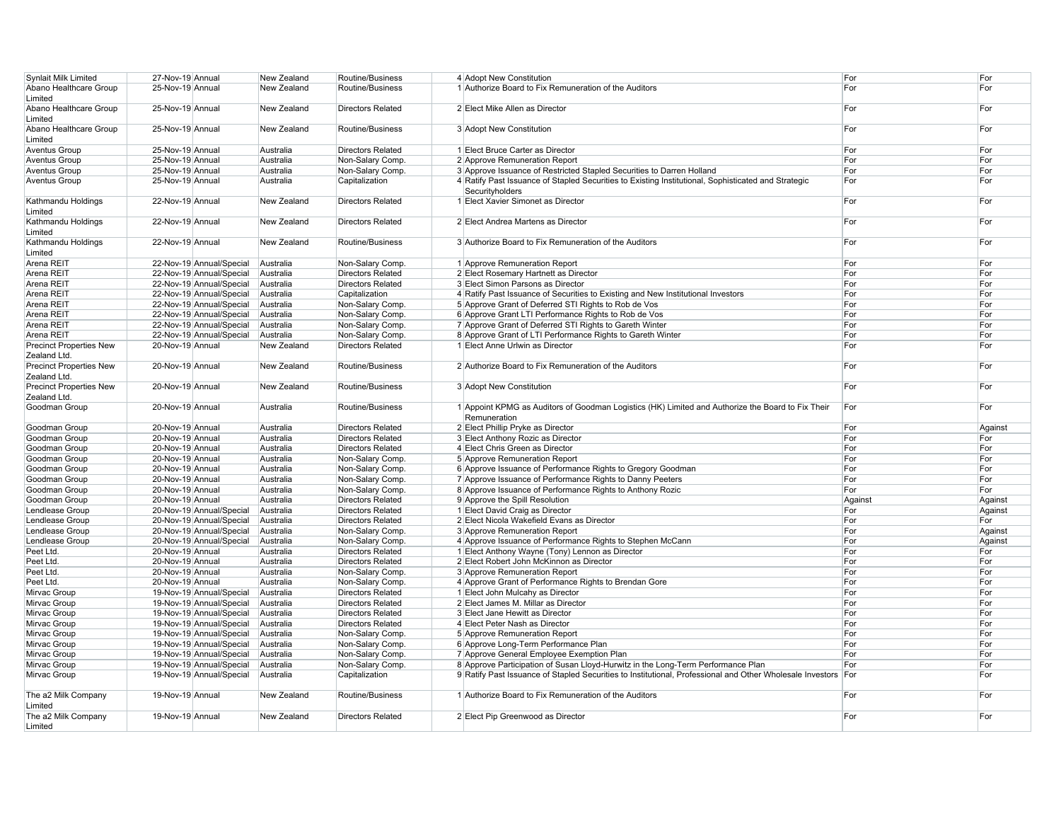| | | | | | | | | |
|---|---|---|---|---|---|---|---|---|
| Synlait Milk Limited | 27-Nov-19 | Annual | New Zealand | Routine/Business | 4 | Adopt New Constitution | For | For |
| Abano Healthcare Group Limited | 25-Nov-19 | Annual | New Zealand | Routine/Business | 1 | Authorize Board to Fix Remuneration of the Auditors | For | For |
| Abano Healthcare Group Limited | 25-Nov-19 | Annual | New Zealand | Directors Related | 2 | Elect Mike Allen as Director | For | For |
| Abano Healthcare Group Limited | 25-Nov-19 | Annual | New Zealand | Routine/Business | 3 | Adopt New Constitution | For | For |
| Aventus Group | 25-Nov-19 | Annual | Australia | Directors Related | 1 | Elect Bruce Carter as Director | For | For |
| Aventus Group | 25-Nov-19 | Annual | Australia | Non-Salary Comp. | 2 | Approve Remuneration Report | For | For |
| Aventus Group | 25-Nov-19 | Annual | Australia | Non-Salary Comp. | 3 | Approve Issuance of Restricted Stapled Securities to Darren Holland | For | For |
| Aventus Group | 25-Nov-19 | Annual | Australia | Capitalization | 4 | Ratify Past Issuance of Stapled Securities to Existing Institutional, Sophisticated and Strategic Securityholders | For | For |
| Kathmandu Holdings Limited | 22-Nov-19 | Annual | New Zealand | Directors Related | 1 | Elect Xavier Simonet as Director | For | For |
| Kathmandu Holdings Limited | 22-Nov-19 | Annual | New Zealand | Directors Related | 2 | Elect Andrea Martens as Director | For | For |
| Kathmandu Holdings Limited | 22-Nov-19 | Annual | New Zealand | Routine/Business | 3 | Authorize Board to Fix Remuneration of the Auditors | For | For |
| Arena REIT | 22-Nov-19 | Annual/Special | Australia | Non-Salary Comp. | 1 | Approve Remuneration Report | For | For |
| Arena REIT | 22-Nov-19 | Annual/Special | Australia | Directors Related | 2 | Elect Rosemary Hartnett as Director | For | For |
| Arena REIT | 22-Nov-19 | Annual/Special | Australia | Directors Related | 3 | Elect Simon Parsons as Director | For | For |
| Arena REIT | 22-Nov-19 | Annual/Special | Australia | Capitalization | 4 | Ratify Past Issuance of Securities to Existing and New Institutional Investors | For | For |
| Arena REIT | 22-Nov-19 | Annual/Special | Australia | Non-Salary Comp. | 5 | Approve Grant of Deferred STI Rights to Rob de Vos | For | For |
| Arena REIT | 22-Nov-19 | Annual/Special | Australia | Non-Salary Comp. | 6 | Approve Grant LTI Performance Rights to Rob de Vos | For | For |
| Arena REIT | 22-Nov-19 | Annual/Special | Australia | Non-Salary Comp. | 7 | Approve Grant of Deferred STI Rights to Gareth Winter | For | For |
| Arena REIT | 22-Nov-19 | Annual/Special | Australia | Non-Salary Comp. | 8 | Approve Grant of LTI Performance Rights to Gareth Winter | For | For |
| Precinct Properties New Zealand Ltd. | 20-Nov-19 | Annual | New Zealand | Directors Related | 1 | Elect Anne Urlwin as Director | For | For |
| Precinct Properties New Zealand Ltd. | 20-Nov-19 | Annual | New Zealand | Routine/Business | 2 | Authorize Board to Fix Remuneration of the Auditors | For | For |
| Precinct Properties New Zealand Ltd. | 20-Nov-19 | Annual | New Zealand | Routine/Business | 3 | Adopt New Constitution | For | For |
| Goodman Group | 20-Nov-19 | Annual | Australia | Routine/Business | 1 | Appoint KPMG as Auditors of Goodman Logistics (HK) Limited and Authorize the Board to Fix Their Remuneration | For | For |
| Goodman Group | 20-Nov-19 | Annual | Australia | Directors Related | 2 | Elect Phillip Pryke as Director | For | Against |
| Goodman Group | 20-Nov-19 | Annual | Australia | Directors Related | 3 | Elect Anthony Rozic as Director | For | For |
| Goodman Group | 20-Nov-19 | Annual | Australia | Directors Related | 4 | Elect Chris Green as Director | For | For |
| Goodman Group | 20-Nov-19 | Annual | Australia | Non-Salary Comp. | 5 | Approve Remuneration Report | For | For |
| Goodman Group | 20-Nov-19 | Annual | Australia | Non-Salary Comp. | 6 | Approve Issuance of Performance Rights to Gregory Goodman | For | For |
| Goodman Group | 20-Nov-19 | Annual | Australia | Non-Salary Comp. | 7 | Approve Issuance of Performance Rights to Danny Peeters | For | For |
| Goodman Group | 20-Nov-19 | Annual | Australia | Non-Salary Comp. | 8 | Approve Issuance of Performance Rights to Anthony Rozic | For | For |
| Goodman Group | 20-Nov-19 | Annual | Australia | Directors Related | 9 | Approve the Spill Resolution | Against | Against |
| Lendlease Group | 20-Nov-19 | Annual/Special | Australia | Directors Related | 1 | Elect David Craig as Director | For | Against |
| Lendlease Group | 20-Nov-19 | Annual/Special | Australia | Directors Related | 2 | Elect Nicola Wakefield Evans as Director | For | For |
| Lendlease Group | 20-Nov-19 | Annual/Special | Australia | Non-Salary Comp. | 3 | Approve Remuneration Report | For | Against |
| Lendlease Group | 20-Nov-19 | Annual/Special | Australia | Non-Salary Comp. | 4 | Approve Issuance of Performance Rights to Stephen McCann | For | Against |
| Peet Ltd. | 20-Nov-19 | Annual | Australia | Directors Related | 1 | Elect Anthony Wayne (Tony) Lennon as Director | For | For |
| Peet Ltd. | 20-Nov-19 | Annual | Australia | Directors Related | 2 | Elect Robert John McKinnon as Director | For | For |
| Peet Ltd. | 20-Nov-19 | Annual | Australia | Non-Salary Comp. | 3 | Approve Remuneration Report | For | For |
| Peet Ltd. | 20-Nov-19 | Annual | Australia | Non-Salary Comp. | 4 | Approve Grant of Performance Rights to Brendan Gore | For | For |
| Mirvac Group | 19-Nov-19 | Annual/Special | Australia | Directors Related | 1 | Elect John Mulcahy as Director | For | For |
| Mirvac Group | 19-Nov-19 | Annual/Special | Australia | Directors Related | 2 | Elect James M. Millar as Director | For | For |
| Mirvac Group | 19-Nov-19 | Annual/Special | Australia | Directors Related | 3 | Elect Jane Hewitt as Director | For | For |
| Mirvac Group | 19-Nov-19 | Annual/Special | Australia | Directors Related | 4 | Elect Peter Nash as Director | For | For |
| Mirvac Group | 19-Nov-19 | Annual/Special | Australia | Non-Salary Comp. | 5 | Approve Remuneration Report | For | For |
| Mirvac Group | 19-Nov-19 | Annual/Special | Australia | Non-Salary Comp. | 6 | Approve Long-Term Performance Plan | For | For |
| Mirvac Group | 19-Nov-19 | Annual/Special | Australia | Non-Salary Comp. | 7 | Approve General Employee Exemption Plan | For | For |
| Mirvac Group | 19-Nov-19 | Annual/Special | Australia | Non-Salary Comp. | 8 | Approve Participation of Susan Lloyd-Hurwitz in the Long-Term Performance Plan | For | For |
| Mirvac Group | 19-Nov-19 | Annual/Special | Australia | Capitalization | 9 | Ratify Past Issuance of Stapled Securities to Institutional, Professional and Other Wholesale Investors | For | For |
| The a2 Milk Company Limited | 19-Nov-19 | Annual | New Zealand | Routine/Business | 1 | Authorize Board to Fix Remuneration of the Auditors | For | For |
| The a2 Milk Company Limited | 19-Nov-19 | Annual | New Zealand | Directors Related | 2 | Elect Pip Greenwood as Director | For | For |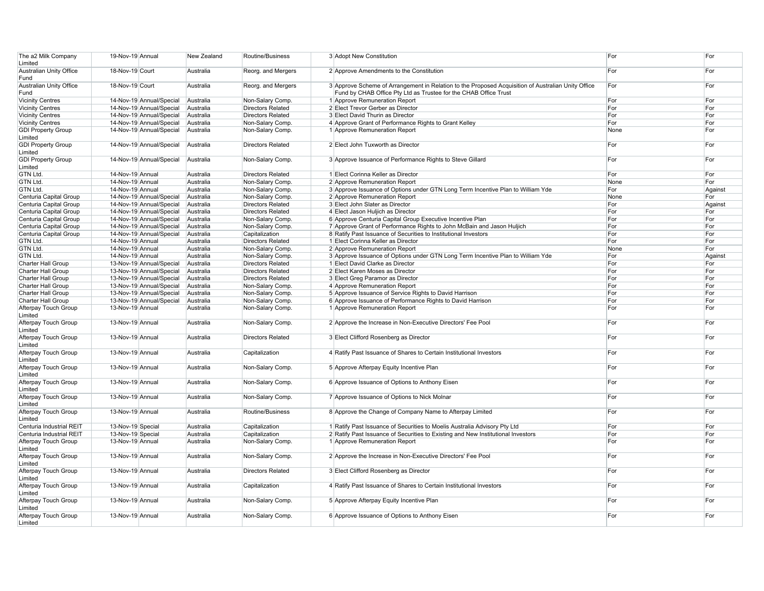| | | | | | | | | |
|---|---|---|---|---|---|---|---|---|
| The a2 Milk Company Limited | 19-Nov-19 | Annual | New Zealand | Routine/Business | 3 | Adopt New Constitution | For | For |
| Australian Unity Office Fund | 18-Nov-19 | Court | Australia | Reorg. and Mergers | 2 | Approve Amendments to the Constitution | For | For |
| Australian Unity Office Fund | 18-Nov-19 | Court | Australia | Reorg. and Mergers | 3 | Approve Scheme of Arrangement in Relation to the Proposed Acquisition of Australian Unity Office Fund by CHAB Office Pty Ltd as Trustee for the CHAB Office Trust | For | For |
| Vicinity Centres | 14-Nov-19 | Annual/Special | Australia | Non-Salary Comp. | 1 | Approve Remuneration Report | For | For |
| Vicinity Centres | 14-Nov-19 | Annual/Special | Australia | Directors Related | 2 | Elect Trevor Gerber as Director | For | For |
| Vicinity Centres | 14-Nov-19 | Annual/Special | Australia | Directors Related | 3 | Elect David Thurin as Director | For | For |
| Vicinity Centres | 14-Nov-19 | Annual/Special | Australia | Non-Salary Comp. | 4 | Approve Grant of Performance Rights to Grant Kelley | For | For |
| GDI Property Group Limited | 14-Nov-19 | Annual/Special | Australia | Non-Salary Comp. | 1 | Approve Remuneration Report | None | For |
| GDI Property Group Limited | 14-Nov-19 | Annual/Special | Australia | Directors Related | 2 | Elect John Tuxworth as Director | For | For |
| GDI Property Group Limited | 14-Nov-19 | Annual/Special | Australia | Non-Salary Comp. | 3 | Approve Issuance of Performance Rights to Steve Gillard | For | For |
| GTN Ltd. | 14-Nov-19 | Annual | Australia | Directors Related | 1 | Elect Corinna Keller as Director | For | For |
| GTN Ltd. | 14-Nov-19 | Annual | Australia | Non-Salary Comp. | 2 | Approve Remuneration Report | None | For |
| GTN Ltd. | 14-Nov-19 | Annual | Australia | Non-Salary Comp. | 3 | Approve Issuance of Options under GTN Long Term Incentive Plan to William Yde | For | Against |
| Centuria Capital Group | 14-Nov-19 | Annual/Special | Australia | Non-Salary Comp. | 2 | Approve Remuneration Report | None | For |
| Centuria Capital Group | 14-Nov-19 | Annual/Special | Australia | Directors Related | 3 | Elect John Slater as Director | For | Against |
| Centuria Capital Group | 14-Nov-19 | Annual/Special | Australia | Directors Related | 4 | Elect Jason Huljich as Director | For | For |
| Centuria Capital Group | 14-Nov-19 | Annual/Special | Australia | Non-Salary Comp. | 6 | Approve Centuria Capital Group Executive Incentive Plan | For | For |
| Centuria Capital Group | 14-Nov-19 | Annual/Special | Australia | Non-Salary Comp. | 7 | Approve Grant of Performance Rights to John McBain and Jason Huljich | For | For |
| Centuria Capital Group | 14-Nov-19 | Annual/Special | Australia | Capitalization | 8 | Ratify Past Issuance of Securities to Institutional Investors | For | For |
| GTN Ltd. | 14-Nov-19 | Annual | Australia | Directors Related | 1 | Elect Corinna Keller as Director | For | For |
| GTN Ltd. | 14-Nov-19 | Annual | Australia | Non-Salary Comp. | 2 | Approve Remuneration Report | None | For |
| GTN Ltd. | 14-Nov-19 | Annual | Australia | Non-Salary Comp. | 3 | Approve Issuance of Options under GTN Long Term Incentive Plan to William Yde | For | Against |
| Charter Hall Group | 13-Nov-19 | Annual/Special | Australia | Directors Related | 1 | Elect David Clarke as Director | For | For |
| Charter Hall Group | 13-Nov-19 | Annual/Special | Australia | Directors Related | 2 | Elect Karen Moses as Director | For | For |
| Charter Hall Group | 13-Nov-19 | Annual/Special | Australia | Directors Related | 3 | Elect Greg Paramor as Director | For | For |
| Charter Hall Group | 13-Nov-19 | Annual/Special | Australia | Non-Salary Comp. | 4 | Approve Remuneration Report | For | For |
| Charter Hall Group | 13-Nov-19 | Annual/Special | Australia | Non-Salary Comp. | 5 | Approve Issuance of Service Rights to David Harrison | For | For |
| Charter Hall Group | 13-Nov-19 | Annual/Special | Australia | Non-Salary Comp. | 6 | Approve Issuance of Performance Rights to David Harrison | For | For |
| Afterpay Touch Group Limited | 13-Nov-19 | Annual | Australia | Non-Salary Comp. | 1 | Approve Remuneration Report | For | For |
| Afterpay Touch Group Limited | 13-Nov-19 | Annual | Australia | Non-Salary Comp. | 2 | Approve the Increase in Non-Executive Directors' Fee Pool | For | For |
| Afterpay Touch Group Limited | 13-Nov-19 | Annual | Australia | Directors Related | 3 | Elect Clifford Rosenberg as Director | For | For |
| Afterpay Touch Group Limited | 13-Nov-19 | Annual | Australia | Capitalization | 4 | Ratify Past Issuance of Shares to Certain Institutional Investors | For | For |
| Afterpay Touch Group Limited | 13-Nov-19 | Annual | Australia | Non-Salary Comp. | 5 | Approve Afterpay Equity Incentive Plan | For | For |
| Afterpay Touch Group Limited | 13-Nov-19 | Annual | Australia | Non-Salary Comp. | 6 | Approve Issuance of Options to Anthony Eisen | For | For |
| Afterpay Touch Group Limited | 13-Nov-19 | Annual | Australia | Non-Salary Comp. | 7 | Approve Issuance of Options to Nick Molnar | For | For |
| Afterpay Touch Group Limited | 13-Nov-19 | Annual | Australia | Routine/Business | 8 | Approve the Change of Company Name to Afterpay Limited | For | For |
| Centuria Industrial REIT | 13-Nov-19 | Special | Australia | Capitalization | 1 | Ratify Past Issuance of Securities to Moelis Australia Advisory Pty Ltd | For | For |
| Centuria Industrial REIT | 13-Nov-19 | Special | Australia | Capitalization | 2 | Ratify Past Issuance of Securities to Existing and New Institutional Investors | For | For |
| Afterpay Touch Group Limited | 13-Nov-19 | Annual | Australia | Non-Salary Comp. | 1 | Approve Remuneration Report | For | For |
| Afterpay Touch Group Limited | 13-Nov-19 | Annual | Australia | Non-Salary Comp. | 2 | Approve the Increase in Non-Executive Directors' Fee Pool | For | For |
| Afterpay Touch Group Limited | 13-Nov-19 | Annual | Australia | Directors Related | 3 | Elect Clifford Rosenberg as Director | For | For |
| Afterpay Touch Group Limited | 13-Nov-19 | Annual | Australia | Capitalization | 4 | Ratify Past Issuance of Shares to Certain Institutional Investors | For | For |
| Afterpay Touch Group Limited | 13-Nov-19 | Annual | Australia | Non-Salary Comp. | 5 | Approve Afterpay Equity Incentive Plan | For | For |
| Afterpay Touch Group Limited | 13-Nov-19 | Annual | Australia | Non-Salary Comp. | 6 | Approve Issuance of Options to Anthony Eisen | For | For |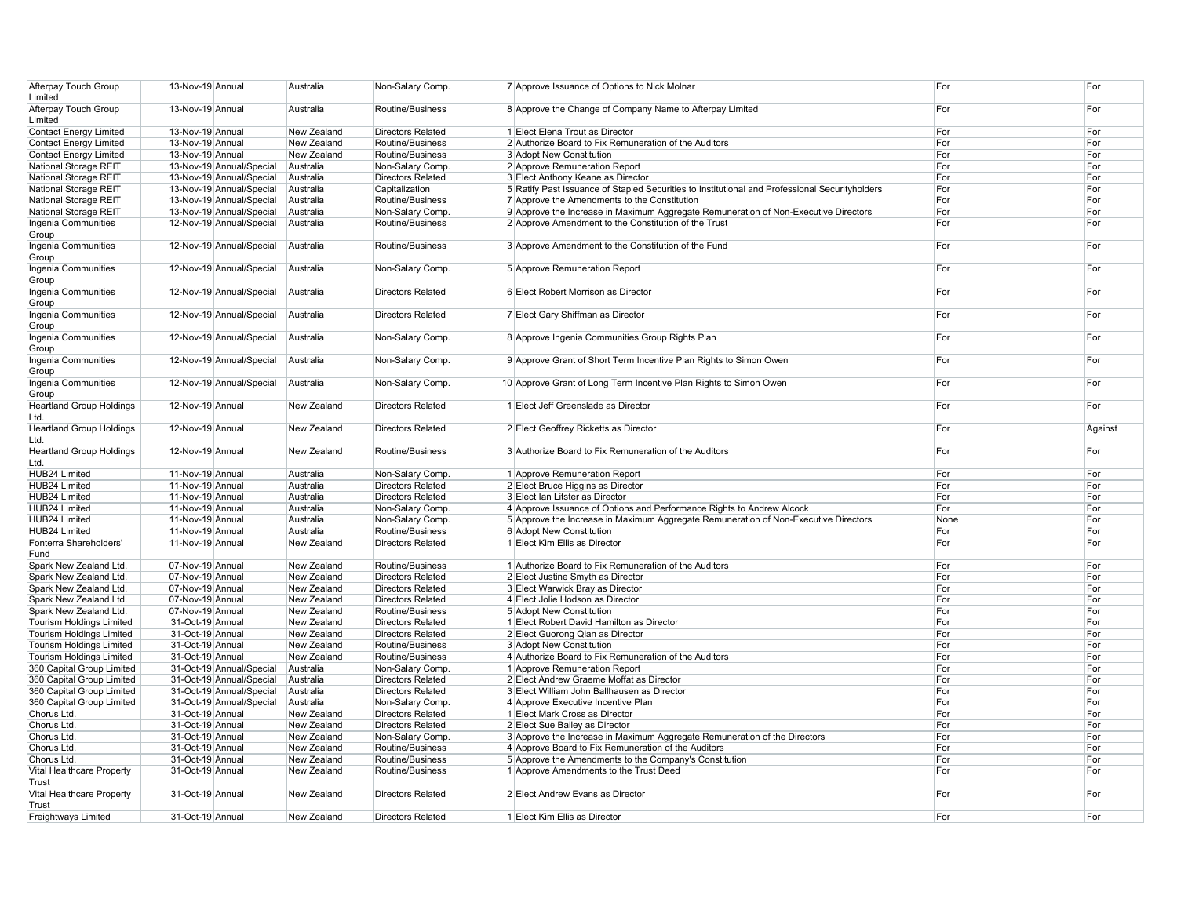| | | | | | | | |
|---|---|---|---|---|---|---|---|
| Afterpay Touch Group Limited | 13-Nov-19 | Annual | Australia | Non-Salary Comp. | 7 | Approve Issuance of Options to Nick Molnar | For | For |
| Afterpay Touch Group Limited | 13-Nov-19 | Annual | Australia | Routine/Business | 8 | Approve the Change of Company Name to Afterpay Limited | For | For |
| Contact Energy Limited | 13-Nov-19 | Annual | New Zealand | Directors Related | 1 | Elect Elena Trout as Director | For | For |
| Contact Energy Limited | 13-Nov-19 | Annual | New Zealand | Routine/Business | 2 | Authorize Board to Fix Remuneration of the Auditors | For | For |
| Contact Energy Limited | 13-Nov-19 | Annual | New Zealand | Routine/Business | 3 | Adopt New Constitution | For | For |
| National Storage REIT | 13-Nov-19 | Annual/Special | Australia | Non-Salary Comp. | 2 | Approve Remuneration Report | For | For |
| National Storage REIT | 13-Nov-19 | Annual/Special | Australia | Directors Related | 3 | Elect Anthony Keane as Director | For | For |
| National Storage REIT | 13-Nov-19 | Annual/Special | Australia | Capitalization | 5 | Ratify Past Issuance of Stapled Securities to Institutional and Professional Securityholders | For | For |
| National Storage REIT | 13-Nov-19 | Annual/Special | Australia | Routine/Business | 7 | Approve the Amendments to the Constitution | For | For |
| National Storage REIT | 13-Nov-19 | Annual/Special | Australia | Non-Salary Comp. | 9 | Approve the Increase in Maximum Aggregate Remuneration of Non-Executive Directors | For | For |
| Ingenia Communities Group | 12-Nov-19 | Annual/Special | Australia | Routine/Business | 2 | Approve Amendment to the Constitution of the Trust | For | For |
| Ingenia Communities Group | 12-Nov-19 | Annual/Special | Australia | Routine/Business | 3 | Approve Amendment to the Constitution of the Fund | For | For |
| Ingenia Communities Group | 12-Nov-19 | Annual/Special | Australia | Non-Salary Comp. | 5 | Approve Remuneration Report | For | For |
| Ingenia Communities Group | 12-Nov-19 | Annual/Special | Australia | Directors Related | 6 | Elect Robert Morrison as Director | For | For |
| Ingenia Communities Group | 12-Nov-19 | Annual/Special | Australia | Directors Related | 7 | Elect Gary Shiffman as Director | For | For |
| Ingenia Communities Group | 12-Nov-19 | Annual/Special | Australia | Non-Salary Comp. | 8 | Approve Ingenia Communities Group Rights Plan | For | For |
| Ingenia Communities Group | 12-Nov-19 | Annual/Special | Australia | Non-Salary Comp. | 9 | Approve Grant of Short Term Incentive Plan Rights to Simon Owen | For | For |
| Ingenia Communities Group | 12-Nov-19 | Annual/Special | Australia | Non-Salary Comp. | 10 | Approve Grant of Long Term Incentive Plan Rights to Simon Owen | For | For |
| Heartland Group Holdings Ltd. | 12-Nov-19 | Annual | New Zealand | Directors Related | 1 | Elect Jeff Greenslade as Director | For | For |
| Heartland Group Holdings Ltd. | 12-Nov-19 | Annual | New Zealand | Directors Related | 2 | Elect Geoffrey Ricketts as Director | For | Against |
| Heartland Group Holdings Ltd. | 12-Nov-19 | Annual | New Zealand | Routine/Business | 3 | Authorize Board to Fix Remuneration of the Auditors | For | For |
| HUB24 Limited | 11-Nov-19 | Annual | Australia | Non-Salary Comp. | 1 | Approve Remuneration Report | For | For |
| HUB24 Limited | 11-Nov-19 | Annual | Australia | Directors Related | 2 | Elect Bruce Higgins as Director | For | For |
| HUB24 Limited | 11-Nov-19 | Annual | Australia | Directors Related | 3 | Elect Ian Litster as Director | For | For |
| HUB24 Limited | 11-Nov-19 | Annual | Australia | Non-Salary Comp. | 4 | Approve Issuance of Options and Performance Rights to Andrew Alcock | For | For |
| HUB24 Limited | 11-Nov-19 | Annual | Australia | Non-Salary Comp. | 5 | Approve the Increase in Maximum Aggregate Remuneration of Non-Executive Directors | None | For |
| HUB24 Limited | 11-Nov-19 | Annual | Australia | Routine/Business | 6 | Adopt New Constitution | For | For |
| Fonterra Shareholders' Fund | 11-Nov-19 | Annual | New Zealand | Directors Related | 1 | Elect Kim Ellis as Director | For | For |
| Spark New Zealand Ltd. | 07-Nov-19 | Annual | New Zealand | Routine/Business | 1 | Authorize Board to Fix Remuneration of the Auditors | For | For |
| Spark New Zealand Ltd. | 07-Nov-19 | Annual | New Zealand | Directors Related | 2 | Elect Justine Smyth as Director | For | For |
| Spark New Zealand Ltd. | 07-Nov-19 | Annual | New Zealand | Directors Related | 3 | Elect Warwick Bray as Director | For | For |
| Spark New Zealand Ltd. | 07-Nov-19 | Annual | New Zealand | Directors Related | 4 | Elect Jolie Hodson as Director | For | For |
| Spark New Zealand Ltd. | 07-Nov-19 | Annual | New Zealand | Routine/Business | 5 | Adopt New Constitution | For | For |
| Tourism Holdings Limited | 31-Oct-19 | Annual | New Zealand | Directors Related | 1 | Elect Robert David Hamilton as Director | For | For |
| Tourism Holdings Limited | 31-Oct-19 | Annual | New Zealand | Directors Related | 2 | Elect Guorong Qian as Director | For | For |
| Tourism Holdings Limited | 31-Oct-19 | Annual | New Zealand | Routine/Business | 3 | Adopt New Constitution | For | For |
| Tourism Holdings Limited | 31-Oct-19 | Annual | New Zealand | Routine/Business | 4 | Authorize Board to Fix Remuneration of the Auditors | For | For |
| 360 Capital Group Limited | 31-Oct-19 | Annual/Special | Australia | Non-Salary Comp. | 1 | Approve Remuneration Report | For | For |
| 360 Capital Group Limited | 31-Oct-19 | Annual/Special | Australia | Directors Related | 2 | Elect Andrew Graeme Moffat as Director | For | For |
| 360 Capital Group Limited | 31-Oct-19 | Annual/Special | Australia | Directors Related | 3 | Elect William John Ballhausen as Director | For | For |
| 360 Capital Group Limited | 31-Oct-19 | Annual/Special | Australia | Non-Salary Comp. | 4 | Approve Executive Incentive Plan | For | For |
| Chorus Ltd. | 31-Oct-19 | Annual | New Zealand | Directors Related | 1 | Elect Mark Cross as Director | For | For |
| Chorus Ltd. | 31-Oct-19 | Annual | New Zealand | Directors Related | 2 | Elect Sue Bailey as Director | For | For |
| Chorus Ltd. | 31-Oct-19 | Annual | New Zealand | Non-Salary Comp. | 3 | Approve the Increase in Maximum Aggregate Remuneration of the Directors | For | For |
| Chorus Ltd. | 31-Oct-19 | Annual | New Zealand | Routine/Business | 4 | Approve Board to Fix Remuneration of the Auditors | For | For |
| Chorus Ltd. | 31-Oct-19 | Annual | New Zealand | Routine/Business | 5 | Approve the Amendments to the Company's Constitution | For | For |
| Vital Healthcare Property Trust | 31-Oct-19 | Annual | New Zealand | Routine/Business | 1 | Approve Amendments to the Trust Deed | For | For |
| Vital Healthcare Property Trust | 31-Oct-19 | Annual | New Zealand | Directors Related | 2 | Elect Andrew Evans as Director | For | For |
| Freightways Limited | 31-Oct-19 | Annual | New Zealand | Directors Related | 1 | Elect Kim Ellis as Director | For | For |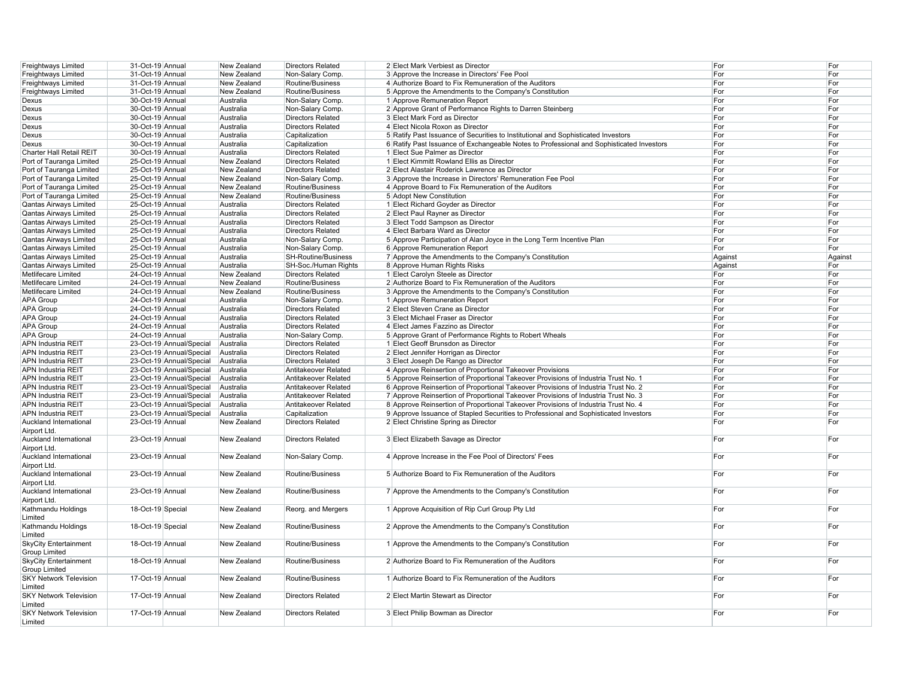| | | | | | | | | |
|---|---|---|---|---|---|---|---|---|
| Freightways Limited | 31-Oct-19 | Annual | New Zealand | Directors Related | 2 | Elect Mark Verbiest as Director | For | For |
| Freightways Limited | 31-Oct-19 | Annual | New Zealand | Non-Salary Comp. | 3 | Approve the Increase in Directors' Fee Pool | For | For |
| Freightways Limited | 31-Oct-19 | Annual | New Zealand | Routine/Business | 4 | Authorize Board to Fix Remuneration of the Auditors | For | For |
| Freightways Limited | 31-Oct-19 | Annual | New Zealand | Routine/Business | 5 | Approve the Amendments to the Company's Constitution | For | For |
| Dexus | 30-Oct-19 | Annual | Australia | Non-Salary Comp. | 1 | Approve Remuneration Report | For | For |
| Dexus | 30-Oct-19 | Annual | Australia | Non-Salary Comp. | 2 | Approve Grant of Performance Rights to Darren Steinberg | For | For |
| Dexus | 30-Oct-19 | Annual | Australia | Directors Related | 3 | Elect Mark Ford as Director | For | For |
| Dexus | 30-Oct-19 | Annual | Australia | Directors Related | 4 | Elect Nicola Roxon as Director | For | For |
| Dexus | 30-Oct-19 | Annual | Australia | Capitalization | 5 | Ratify Past Issuance of Securities to Institutional and Sophisticated Investors | For | For |
| Dexus | 30-Oct-19 | Annual | Australia | Capitalization | 6 | Ratify Past Issuance of Exchangeable Notes to Professional and Sophisticated Investors | For | For |
| Charter Hall Retail REIT | 30-Oct-19 | Annual | Australia | Directors Related | 1 | Elect Sue Palmer as Director | For | For |
| Port of Tauranga Limited | 25-Oct-19 | Annual | New Zealand | Directors Related | 1 | Elect Kimmitt Rowland Ellis as Director | For | For |
| Port of Tauranga Limited | 25-Oct-19 | Annual | New Zealand | Directors Related | 2 | Elect Alastair Roderick Lawrence as Director | For | For |
| Port of Tauranga Limited | 25-Oct-19 | Annual | New Zealand | Non-Salary Comp. | 3 | Approve the Increase in Directors' Remuneration Fee Pool | For | For |
| Port of Tauranga Limited | 25-Oct-19 | Annual | New Zealand | Routine/Business | 4 | Approve Board to Fix Remuneration of the Auditors | For | For |
| Port of Tauranga Limited | 25-Oct-19 | Annual | New Zealand | Routine/Business | 5 | Adopt New Constitution | For | For |
| Qantas Airways Limited | 25-Oct-19 | Annual | Australia | Directors Related | 1 | Elect Richard Goyder as Director | For | For |
| Qantas Airways Limited | 25-Oct-19 | Annual | Australia | Directors Related | 2 | Elect Paul Rayner as Director | For | For |
| Qantas Airways Limited | 25-Oct-19 | Annual | Australia | Directors Related | 3 | Elect Todd Sampson as Director | For | For |
| Qantas Airways Limited | 25-Oct-19 | Annual | Australia | Directors Related | 4 | Elect Barbara Ward as Director | For | For |
| Qantas Airways Limited | 25-Oct-19 | Annual | Australia | Non-Salary Comp. | 5 | Approve Participation of Alan Joyce in the Long Term Incentive Plan | For | For |
| Qantas Airways Limited | 25-Oct-19 | Annual | Australia | Non-Salary Comp. | 6 | Approve Remuneration Report | For | For |
| Qantas Airways Limited | 25-Oct-19 | Annual | Australia | SH-Routine/Business | 7 | Approve the Amendments to the Company's Constitution | Against | Against |
| Qantas Airways Limited | 25-Oct-19 | Annual | Australia | SH-Soc./Human Rights | 8 | Approve Human Rights Risks | Against | For |
| Metlifecare Limited | 24-Oct-19 | Annual | New Zealand | Directors Related | 1 | Elect Carolyn Steele as Director | For | For |
| Metlifecare Limited | 24-Oct-19 | Annual | New Zealand | Routine/Business | 2 | Authorize Board to Fix Remuneration of the Auditors | For | For |
| Metlifecare Limited | 24-Oct-19 | Annual | New Zealand | Routine/Business | 3 | Approve the Amendments to the Company's Constitution | For | For |
| APA Group | 24-Oct-19 | Annual | Australia | Non-Salary Comp. | 1 | Approve Remuneration Report | For | For |
| APA Group | 24-Oct-19 | Annual | Australia | Directors Related | 2 | Elect Steven Crane as Director | For | For |
| APA Group | 24-Oct-19 | Annual | Australia | Directors Related | 3 | Elect Michael Fraser as Director | For | For |
| APA Group | 24-Oct-19 | Annual | Australia | Directors Related | 4 | Elect James Fazzino as Director | For | For |
| APA Group | 24-Oct-19 | Annual | Australia | Non-Salary Comp. | 5 | Approve Grant of Performance Rights to Robert Wheals | For | For |
| APN Industria REIT | 23-Oct-19 | Annual/Special | Australia | Directors Related | 1 | Elect Geoff Brunsdon as Director | For | For |
| APN Industria REIT | 23-Oct-19 | Annual/Special | Australia | Directors Related | 2 | Elect Jennifer Horrigan as Director | For | For |
| APN Industria REIT | 23-Oct-19 | Annual/Special | Australia | Directors Related | 3 | Elect Joseph De Rango as Director | For | For |
| APN Industria REIT | 23-Oct-19 | Annual/Special | Australia | Antitakeover Related | 4 | Approve Reinsertion of Proportional Takeover Provisions | For | For |
| APN Industria REIT | 23-Oct-19 | Annual/Special | Australia | Antitakeover Related | 5 | Approve Reinsertion of Proportional Takeover Provisions of Industria Trust No. 1 | For | For |
| APN Industria REIT | 23-Oct-19 | Annual/Special | Australia | Antitakeover Related | 6 | Approve Reinsertion of Proportional Takeover Provisions of Industria Trust No. 2 | For | For |
| APN Industria REIT | 23-Oct-19 | Annual/Special | Australia | Antitakeover Related | 7 | Approve Reinsertion of Proportional Takeover Provisions of Industria Trust No. 3 | For | For |
| APN Industria REIT | 23-Oct-19 | Annual/Special | Australia | Antitakeover Related | 8 | Approve Reinsertion of Proportional Takeover Provisions of Industria Trust No. 4 | For | For |
| APN Industria REIT | 23-Oct-19 | Annual/Special | Australia | Capitalization | 9 | Approve Issuance of Stapled Securities to Professional and Sophisticated Investors | For | For |
| Auckland International Airport Ltd. | 23-Oct-19 | Annual | New Zealand | Directors Related | 2 | Elect Christine Spring as Director | For | For |
| Auckland International Airport Ltd. | 23-Oct-19 | Annual | New Zealand | Directors Related | 3 | Elect Elizabeth Savage as Director | For | For |
| Auckland International Airport Ltd. | 23-Oct-19 | Annual | New Zealand | Non-Salary Comp. | 4 | Approve Increase in the Fee Pool of Directors' Fees | For | For |
| Auckland International Airport Ltd. | 23-Oct-19 | Annual | New Zealand | Routine/Business | 5 | Authorize Board to Fix Remuneration of the Auditors | For | For |
| Auckland International Airport Ltd. | 23-Oct-19 | Annual | New Zealand | Routine/Business | 7 | Approve the Amendments to the Company's Constitution | For | For |
| Kathmandu Holdings Limited | 18-Oct-19 | Special | New Zealand | Reorg. and Mergers | 1 | Approve Acquisition of Rip Curl Group Pty Ltd | For | For |
| Kathmandu Holdings Limited | 18-Oct-19 | Special | New Zealand | Routine/Business | 2 | Approve the Amendments to the Company's Constitution | For | For |
| SkyCity Entertainment Group Limited | 18-Oct-19 | Annual | New Zealand | Routine/Business | 1 | Approve the Amendments to the Company's Constitution | For | For |
| SkyCity Entertainment Group Limited | 18-Oct-19 | Annual | New Zealand | Routine/Business | 2 | Authorize Board to Fix Remuneration of the Auditors | For | For |
| SKY Network Television Limited | 17-Oct-19 | Annual | New Zealand | Routine/Business | 1 | Authorize Board to Fix Remuneration of the Auditors | For | For |
| SKY Network Television Limited | 17-Oct-19 | Annual | New Zealand | Directors Related | 2 | Elect Martin Stewart as Director | For | For |
| SKY Network Television Limited | 17-Oct-19 | Annual | New Zealand | Directors Related | 3 | Elect Philip Bowman as Director | For | For |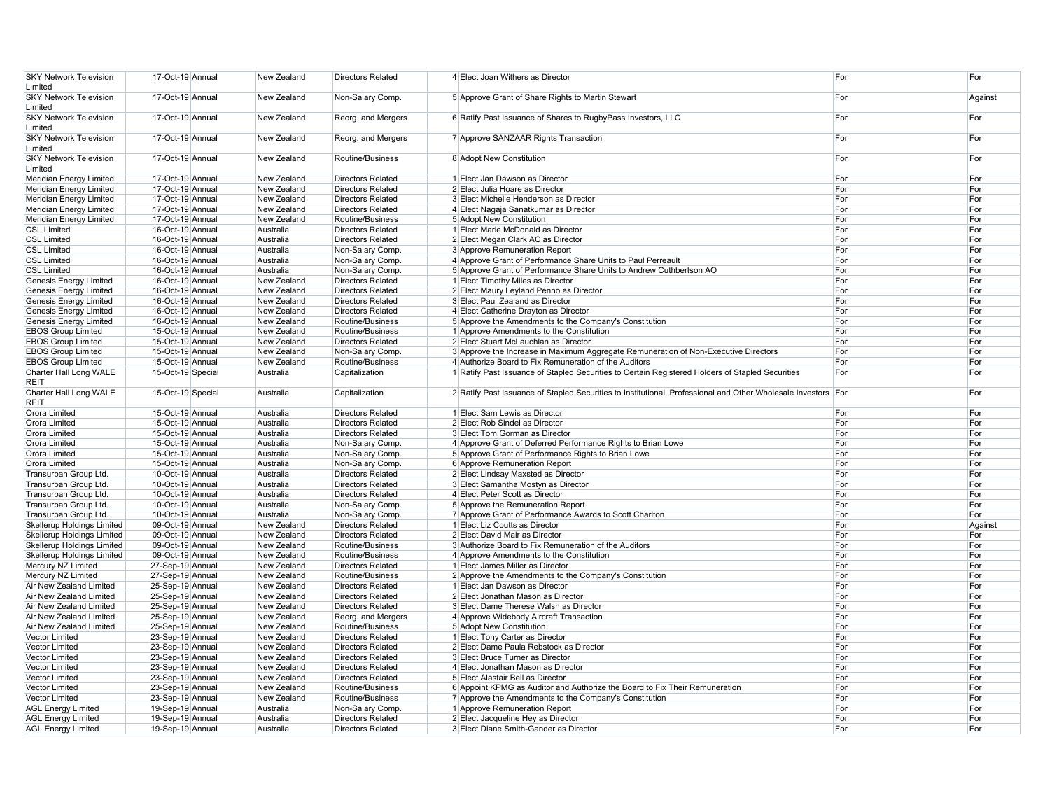| | | | | | | | |
|---|---|---|---|---|---|---|---|
| SKY Network Television Limited | 17-Oct-19 | Annual | New Zealand | Directors Related | 4 | Elect Joan Withers as Director | For | For |
| SKY Network Television Limited | 17-Oct-19 | Annual | New Zealand | Non-Salary Comp. | 5 | Approve Grant of Share Rights to Martin Stewart | For | Against |
| SKY Network Television Limited | 17-Oct-19 | Annual | New Zealand | Reorg. and Mergers | 6 | Ratify Past Issuance of Shares to RugbyPass Investors, LLC | For | For |
| SKY Network Television Limited | 17-Oct-19 | Annual | New Zealand | Reorg. and Mergers | 7 | Approve SANZAAR Rights Transaction | For | For |
| SKY Network Television Limited | 17-Oct-19 | Annual | New Zealand | Routine/Business | 8 | Adopt New Constitution | For | For |
| Meridian Energy Limited | 17-Oct-19 | Annual | New Zealand | Directors Related | 1 | Elect Jan Dawson as Director | For | For |
| Meridian Energy Limited | 17-Oct-19 | Annual | New Zealand | Directors Related | 2 | Elect Julia Hoare as Director | For | For |
| Meridian Energy Limited | 17-Oct-19 | Annual | New Zealand | Directors Related | 3 | Elect Michelle Henderson as Director | For | For |
| Meridian Energy Limited | 17-Oct-19 | Annual | New Zealand | Directors Related | 4 | Elect Nagaja Sanatkumar as Director | For | For |
| Meridian Energy Limited | 17-Oct-19 | Annual | New Zealand | Routine/Business | 5 | Adopt New Constitution | For | For |
| CSL Limited | 16-Oct-19 | Annual | Australia | Directors Related | 1 | Elect Marie McDonald as Director | For | For |
| CSL Limited | 16-Oct-19 | Annual | Australia | Directors Related | 2 | Elect Megan Clark AC as Director | For | For |
| CSL Limited | 16-Oct-19 | Annual | Australia | Non-Salary Comp. | 3 | Approve Remuneration Report | For | For |
| CSL Limited | 16-Oct-19 | Annual | Australia | Non-Salary Comp. | 4 | Approve Grant of Performance Share Units to Paul Perreault | For | For |
| CSL Limited | 16-Oct-19 | Annual | Australia | Non-Salary Comp. | 5 | Approve Grant of Performance Share Units to Andrew Cuthbertson AO | For | For |
| Genesis Energy Limited | 16-Oct-19 | Annual | New Zealand | Directors Related | 1 | Elect Timothy Miles as Director | For | For |
| Genesis Energy Limited | 16-Oct-19 | Annual | New Zealand | Directors Related | 2 | Elect Maury Leyland Penno as Director | For | For |
| Genesis Energy Limited | 16-Oct-19 | Annual | New Zealand | Directors Related | 3 | Elect Paul Zealand as Director | For | For |
| Genesis Energy Limited | 16-Oct-19 | Annual | New Zealand | Directors Related | 4 | Elect Catherine Drayton as Director | For | For |
| Genesis Energy Limited | 16-Oct-19 | Annual | New Zealand | Routine/Business | 5 | Approve the Amendments to the Company's Constitution | For | For |
| EBOS Group Limited | 15-Oct-19 | Annual | New Zealand | Routine/Business | 1 | Approve Amendments to the Constitution | For | For |
| EBOS Group Limited | 15-Oct-19 | Annual | New Zealand | Directors Related | 2 | Elect Stuart McLauchlan as Director | For | For |
| EBOS Group Limited | 15-Oct-19 | Annual | New Zealand | Non-Salary Comp. | 3 | Approve the Increase in Maximum Aggregate Remuneration of Non-Executive Directors | For | For |
| EBOS Group Limited | 15-Oct-19 | Annual | New Zealand | Routine/Business | 4 | Authorize Board to Fix Remuneration of the Auditors | For | For |
| Charter Hall Long WALE REIT | 15-Oct-19 | Special | Australia | Capitalization | 1 | Ratify Past Issuance of Stapled Securities to Certain Registered Holders of Stapled Securities | For | For |
| Charter Hall Long WALE REIT | 15-Oct-19 | Special | Australia | Capitalization | 2 | Ratify Past Issuance of Stapled Securities to Institutional, Professional and Other Wholesale Investors | For | For |
| Orora Limited | 15-Oct-19 | Annual | Australia | Directors Related | 1 | Elect Sam Lewis as Director | For | For |
| Orora Limited | 15-Oct-19 | Annual | Australia | Directors Related | 2 | Elect Rob Sindel as Director | For | For |
| Orora Limited | 15-Oct-19 | Annual | Australia | Directors Related | 3 | Elect Tom Gorman as Director | For | For |
| Orora Limited | 15-Oct-19 | Annual | Australia | Non-Salary Comp. | 4 | Approve Grant of Deferred Performance Rights to Brian Lowe | For | For |
| Orora Limited | 15-Oct-19 | Annual | Australia | Non-Salary Comp. | 5 | Approve Grant of Performance Rights to Brian Lowe | For | For |
| Orora Limited | 15-Oct-19 | Annual | Australia | Non-Salary Comp. | 6 | Approve Remuneration Report | For | For |
| Transurban Group Ltd. | 10-Oct-19 | Annual | Australia | Directors Related | 2 | Elect Lindsay Maxsted as Director | For | For |
| Transurban Group Ltd. | 10-Oct-19 | Annual | Australia | Directors Related | 3 | Elect Samantha Mostyn as Director | For | For |
| Transurban Group Ltd. | 10-Oct-19 | Annual | Australia | Directors Related | 4 | Elect Peter Scott as Director | For | For |
| Transurban Group Ltd. | 10-Oct-19 | Annual | Australia | Non-Salary Comp. | 5 | Approve the Remuneration Report | For | For |
| Transurban Group Ltd. | 10-Oct-19 | Annual | Australia | Non-Salary Comp. | 7 | Approve Grant of Performance Awards to Scott Charlton | For | For |
| Skellerup Holdings Limited | 09-Oct-19 | Annual | New Zealand | Directors Related | 1 | Elect Liz Coutts as Director | For | Against |
| Skellerup Holdings Limited | 09-Oct-19 | Annual | New Zealand | Directors Related | 2 | Elect David Mair as Director | For | For |
| Skellerup Holdings Limited | 09-Oct-19 | Annual | New Zealand | Routine/Business | 3 | Authorize Board to Fix Remuneration of the Auditors | For | For |
| Skellerup Holdings Limited | 09-Oct-19 | Annual | New Zealand | Routine/Business | 4 | Approve Amendments to the Constitution | For | For |
| Mercury NZ Limited | 27-Sep-19 | Annual | New Zealand | Directors Related | 1 | Elect James Miller as Director | For | For |
| Mercury NZ Limited | 27-Sep-19 | Annual | New Zealand | Routine/Business | 2 | Approve the Amendments to the Company's Constitution | For | For |
| Air New Zealand Limited | 25-Sep-19 | Annual | New Zealand | Directors Related | 1 | Elect Jan Dawson as Director | For | For |
| Air New Zealand Limited | 25-Sep-19 | Annual | New Zealand | Directors Related | 2 | Elect Jonathan Mason as Director | For | For |
| Air New Zealand Limited | 25-Sep-19 | Annual | New Zealand | Directors Related | 3 | Elect Dame Therese Walsh as Director | For | For |
| Air New Zealand Limited | 25-Sep-19 | Annual | New Zealand | Reorg. and Mergers | 4 | Approve Widebody Aircraft Transaction | For | For |
| Air New Zealand Limited | 25-Sep-19 | Annual | New Zealand | Routine/Business | 5 | Adopt New Constitution | For | For |
| Vector Limited | 23-Sep-19 | Annual | New Zealand | Directors Related | 1 | Elect Tony Carter as Director | For | For |
| Vector Limited | 23-Sep-19 | Annual | New Zealand | Directors Related | 2 | Elect Dame Paula Rebstock as Director | For | For |
| Vector Limited | 23-Sep-19 | Annual | New Zealand | Directors Related | 3 | Elect Bruce Turner as Director | For | For |
| Vector Limited | 23-Sep-19 | Annual | New Zealand | Directors Related | 4 | Elect Jonathan Mason as Director | For | For |
| Vector Limited | 23-Sep-19 | Annual | New Zealand | Directors Related | 5 | Elect Alastair Bell as Director | For | For |
| Vector Limited | 23-Sep-19 | Annual | New Zealand | Routine/Business | 6 | Appoint KPMG as Auditor and Authorize the Board to Fix Their Remuneration | For | For |
| Vector Limited | 23-Sep-19 | Annual | New Zealand | Routine/Business | 7 | Approve the Amendments to the Company's Constitution | For | For |
| AGL Energy Limited | 19-Sep-19 | Annual | Australia | Non-Salary Comp. | 1 | Approve Remuneration Report | For | For |
| AGL Energy Limited | 19-Sep-19 | Annual | Australia | Directors Related | 2 | Elect Jacqueline Hey as Director | For | For |
| AGL Energy Limited | 19-Sep-19 | Annual | Australia | Directors Related | 3 | Elect Diane Smith-Gander as Director | For | For |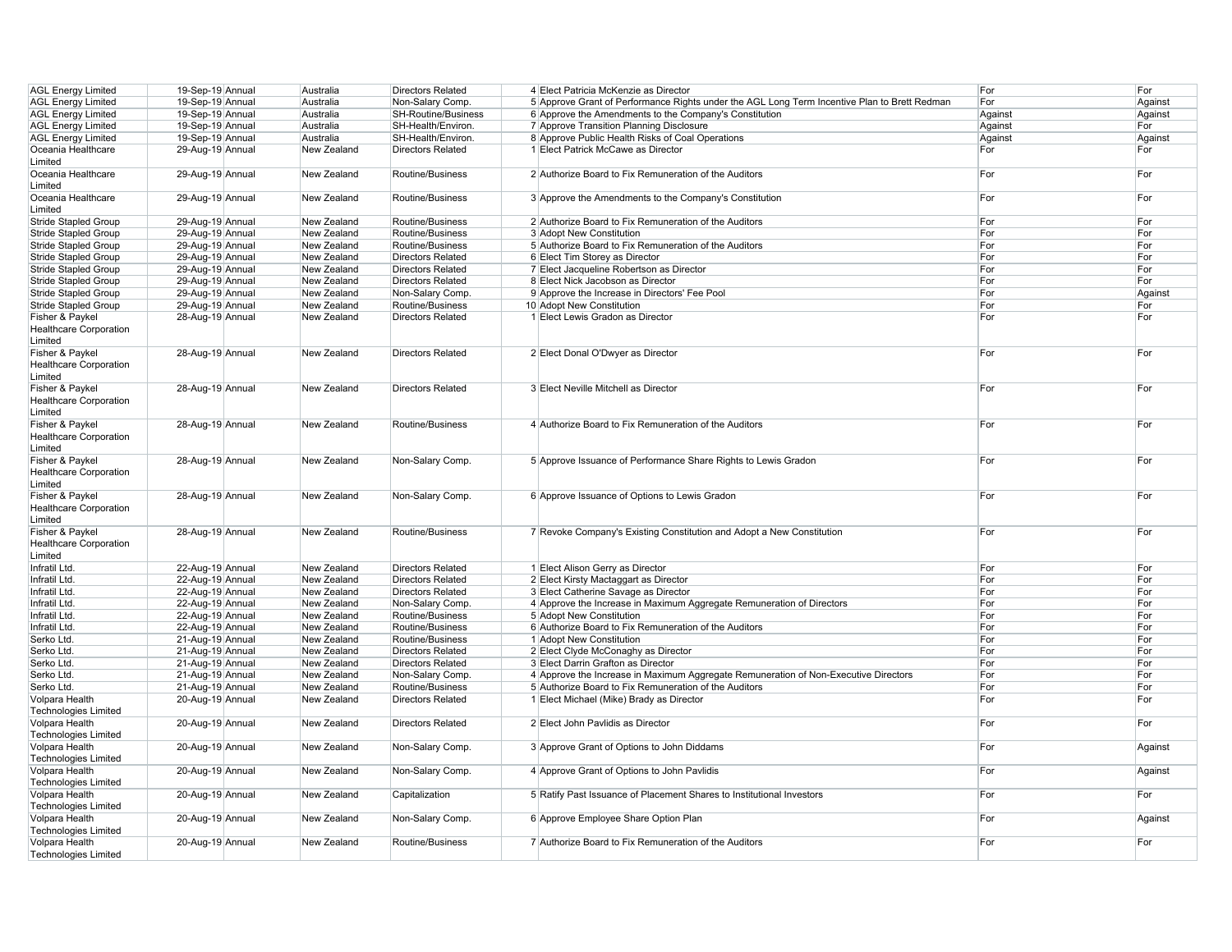| | | | | | | | | |
|---|---|---|---|---|---|---|---|---|
| AGL Energy Limited | 19-Sep-19 | Annual | Australia | Directors Related | 4 | Elect Patricia McKenzie as Director | For | For |
| AGL Energy Limited | 19-Sep-19 | Annual | Australia | Non-Salary Comp. | 5 | Approve Grant of Performance Rights under the AGL Long Term Incentive Plan to Brett Redman | For | Against |
| AGL Energy Limited | 19-Sep-19 | Annual | Australia | SH-Routine/Business | 6 | Approve the Amendments to the Company's Constitution | Against | Against |
| AGL Energy Limited | 19-Sep-19 | Annual | Australia | SH-Health/Environ. | 7 | Approve Transition Planning Disclosure | Against | For |
| AGL Energy Limited | 19-Sep-19 | Annual | Australia | SH-Health/Environ. | 8 | Approve Public Health Risks of Coal Operations | Against | Against |
| Oceania Healthcare Limited | 29-Aug-19 | Annual | New Zealand | Directors Related | 1 | Elect Patrick McCawe as Director | For | For |
| Oceania Healthcare Limited | 29-Aug-19 | Annual | New Zealand | Routine/Business | 2 | Authorize Board to Fix Remuneration of the Auditors | For | For |
| Oceania Healthcare Limited | 29-Aug-19 | Annual | New Zealand | Routine/Business | 3 | Approve the Amendments to the Company's Constitution | For | For |
| Stride Stapled Group | 29-Aug-19 | Annual | New Zealand | Routine/Business | 2 | Authorize Board to Fix Remuneration of the Auditors | For | For |
| Stride Stapled Group | 29-Aug-19 | Annual | New Zealand | Routine/Business | 3 | Adopt New Constitution | For | For |
| Stride Stapled Group | 29-Aug-19 | Annual | New Zealand | Routine/Business | 5 | Authorize Board to Fix Remuneration of the Auditors | For | For |
| Stride Stapled Group | 29-Aug-19 | Annual | New Zealand | Directors Related | 6 | Elect Tim Storey as Director | For | For |
| Stride Stapled Group | 29-Aug-19 | Annual | New Zealand | Directors Related | 7 | Elect Jacqueline Robertson as Director | For | For |
| Stride Stapled Group | 29-Aug-19 | Annual | New Zealand | Directors Related | 8 | Elect Nick Jacobson as Director | For | For |
| Stride Stapled Group | 29-Aug-19 | Annual | New Zealand | Non-Salary Comp. | 9 | Approve the Increase in Directors' Fee Pool | For | Against |
| Stride Stapled Group | 29-Aug-19 | Annual | New Zealand | Routine/Business | 10 | Adopt New Constitution | For | For |
| Fisher & Paykel Healthcare Corporation Limited | 28-Aug-19 | Annual | New Zealand | Directors Related | 1 | Elect Lewis Gradon as Director | For | For |
| Fisher & Paykel Healthcare Corporation Limited | 28-Aug-19 | Annual | New Zealand | Directors Related | 2 | Elect Donal O'Dwyer as Director | For | For |
| Fisher & Paykel Healthcare Corporation Limited | 28-Aug-19 | Annual | New Zealand | Directors Related | 3 | Elect Neville Mitchell as Director | For | For |
| Fisher & Paykel Healthcare Corporation Limited | 28-Aug-19 | Annual | New Zealand | Routine/Business | 4 | Authorize Board to Fix Remuneration of the Auditors | For | For |
| Fisher & Paykel Healthcare Corporation Limited | 28-Aug-19 | Annual | New Zealand | Non-Salary Comp. | 5 | Approve Issuance of Performance Share Rights to Lewis Gradon | For | For |
| Fisher & Paykel Healthcare Corporation Limited | 28-Aug-19 | Annual | New Zealand | Non-Salary Comp. | 6 | Approve Issuance of Options to Lewis Gradon | For | For |
| Fisher & Paykel Healthcare Corporation Limited | 28-Aug-19 | Annual | New Zealand | Routine/Business | 7 | Revoke Company's Existing Constitution and Adopt a New Constitution | For | For |
| Infratil Ltd. | 22-Aug-19 | Annual | New Zealand | Directors Related | 1 | Elect Alison Gerry as Director | For | For |
| Infratil Ltd. | 22-Aug-19 | Annual | New Zealand | Directors Related | 2 | Elect Kirsty Mactaggart as Director | For | For |
| Infratil Ltd. | 22-Aug-19 | Annual | New Zealand | Directors Related | 3 | Elect Catherine Savage as Director | For | For |
| Infratil Ltd. | 22-Aug-19 | Annual | New Zealand | Non-Salary Comp. | 4 | Approve the Increase in Maximum Aggregate Remuneration of Directors | For | For |
| Infratil Ltd. | 22-Aug-19 | Annual | New Zealand | Routine/Business | 5 | Adopt New Constitution | For | For |
| Infratil Ltd. | 22-Aug-19 | Annual | New Zealand | Routine/Business | 6 | Authorize Board to Fix Remuneration of the Auditors | For | For |
| Serko Ltd. | 21-Aug-19 | Annual | New Zealand | Routine/Business | 1 | Adopt New Constitution | For | For |
| Serko Ltd. | 21-Aug-19 | Annual | New Zealand | Directors Related | 2 | Elect Clyde McConaghy as Director | For | For |
| Serko Ltd. | 21-Aug-19 | Annual | New Zealand | Directors Related | 3 | Elect Darrin Grafton as Director | For | For |
| Serko Ltd. | 21-Aug-19 | Annual | New Zealand | Non-Salary Comp. | 4 | Approve the Increase in Maximum Aggregate Remuneration of Non-Executive Directors | For | For |
| Serko Ltd. | 21-Aug-19 | Annual | New Zealand | Routine/Business | 5 | Authorize Board to Fix Remuneration of the Auditors | For | For |
| Volpara Health Technologies Limited | 20-Aug-19 | Annual | New Zealand | Directors Related | 1 | Elect Michael (Mike) Brady as Director | For | For |
| Volpara Health Technologies Limited | 20-Aug-19 | Annual | New Zealand | Directors Related | 2 | Elect John Pavlidis as Director | For | For |
| Volpara Health Technologies Limited | 20-Aug-19 | Annual | New Zealand | Non-Salary Comp. | 3 | Approve Grant of Options to John Diddams | For | Against |
| Volpara Health Technologies Limited | 20-Aug-19 | Annual | New Zealand | Non-Salary Comp. | 4 | Approve Grant of Options to John Pavlidis | For | Against |
| Volpara Health Technologies Limited | 20-Aug-19 | Annual | New Zealand | Capitalization | 5 | Ratify Past Issuance of Placement Shares to Institutional Investors | For | For |
| Volpara Health Technologies Limited | 20-Aug-19 | Annual | New Zealand | Non-Salary Comp. | 6 | Approve Employee Share Option Plan | For | Against |
| Volpara Health Technologies Limited | 20-Aug-19 | Annual | New Zealand | Routine/Business | 7 | Authorize Board to Fix Remuneration of the Auditors | For | For |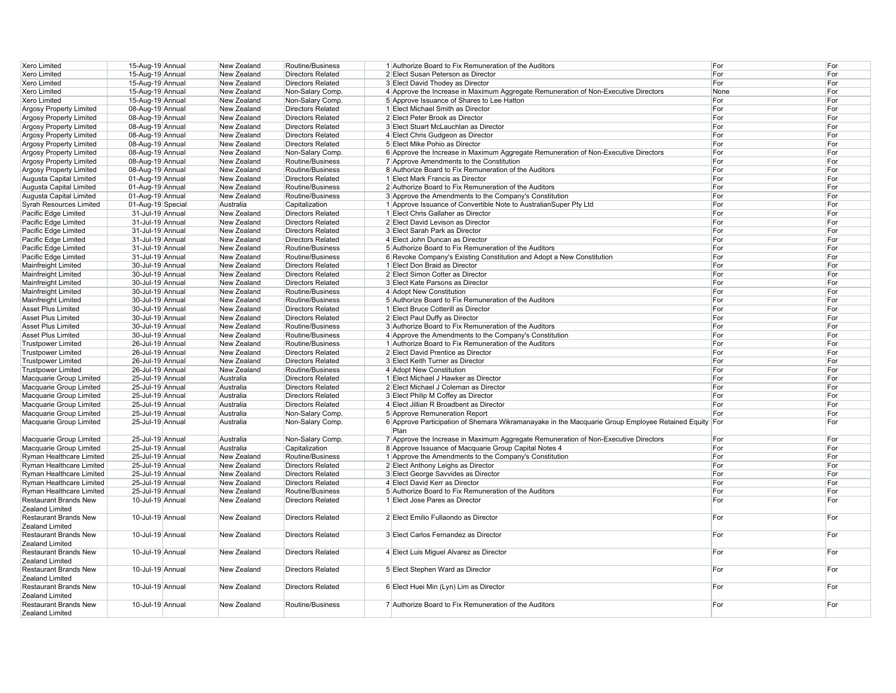| Xero Limited | 15-Aug-19 | Annual | New Zealand | Routine/Business | 1 | Authorize Board to Fix Remuneration of the Auditors | For | For |
|---|---|---|---|---|---|---|---|---|
| Xero Limited | 15-Aug-19 | Annual | New Zealand | Directors Related | 2 | Elect Susan Peterson as Director | For | For |
| Xero Limited | 15-Aug-19 | Annual | New Zealand | Directors Related | 3 | Elect David Thodey as Director | For | For |
| Xero Limited | 15-Aug-19 | Annual | New Zealand | Non-Salary Comp. | 4 | Approve the Increase in Maximum Aggregate Remuneration of Non-Executive Directors | None | For |
| Xero Limited | 15-Aug-19 | Annual | New Zealand | Non-Salary Comp. | 5 | Approve Issuance of Shares to Lee Hatton | For | For |
| Argosy Property Limited | 08-Aug-19 | Annual | New Zealand | Directors Related | 1 | Elect Michael Smith as Director | For | For |
| Argosy Property Limited | 08-Aug-19 | Annual | New Zealand | Directors Related | 2 | Elect Peter Brook as Director | For | For |
| Argosy Property Limited | 08-Aug-19 | Annual | New Zealand | Directors Related | 3 | Elect Stuart McLauchlan as Director | For | For |
| Argosy Property Limited | 08-Aug-19 | Annual | New Zealand | Directors Related | 4 | Elect Chris Gudgeon as Director | For | For |
| Argosy Property Limited | 08-Aug-19 | Annual | New Zealand | Directors Related | 5 | Elect Mike Pohio as Director | For | For |
| Argosy Property Limited | 08-Aug-19 | Annual | New Zealand | Non-Salary Comp. | 6 | Approve the Increase in Maximum Aggregate Remuneration of Non-Executive Directors | For | For |
| Argosy Property Limited | 08-Aug-19 | Annual | New Zealand | Routine/Business | 7 | Approve Amendments to the Constitution | For | For |
| Argosy Property Limited | 08-Aug-19 | Annual | New Zealand | Routine/Business | 8 | Authorize Board to Fix Remuneration of the Auditors | For | For |
| Augusta Capital Limited | 01-Aug-19 | Annual | New Zealand | Directors Related | 1 | Elect Mark Francis as Director | For | For |
| Augusta Capital Limited | 01-Aug-19 | Annual | New Zealand | Routine/Business | 2 | Authorize Board to Fix Remuneration of the Auditors | For | For |
| Augusta Capital Limited | 01-Aug-19 | Annual | New Zealand | Routine/Business | 3 | Approve the Amendments to the Company's Constitution | For | For |
| Syrah Resources Limited | 01-Aug-19 | Special | Australia | Capitalization | 1 | Approve Issuance of Convertible Note to AustralianSuper Pty Ltd | For | For |
| Pacific Edge Limited | 31-Jul-19 | Annual | New Zealand | Directors Related | 1 | Elect Chris Gallaher as Director | For | For |
| Pacific Edge Limited | 31-Jul-19 | Annual | New Zealand | Directors Related | 2 | Elect David Levison as Director | For | For |
| Pacific Edge Limited | 31-Jul-19 | Annual | New Zealand | Directors Related | 3 | Elect Sarah Park as Director | For | For |
| Pacific Edge Limited | 31-Jul-19 | Annual | New Zealand | Directors Related | 4 | Elect John Duncan as Director | For | For |
| Pacific Edge Limited | 31-Jul-19 | Annual | New Zealand | Routine/Business | 5 | Authorize Board to Fix Remuneration of the Auditors | For | For |
| Pacific Edge Limited | 31-Jul-19 | Annual | New Zealand | Routine/Business | 6 | Revoke Company's Existing Constitution and Adopt a New Constitution | For | For |
| Mainfreight Limited | 30-Jul-19 | Annual | New Zealand | Directors Related | 1 | Elect Don Braid as Director | For | For |
| Mainfreight Limited | 30-Jul-19 | Annual | New Zealand | Directors Related | 2 | Elect Simon Cotter as Director | For | For |
| Mainfreight Limited | 30-Jul-19 | Annual | New Zealand | Directors Related | 3 | Elect Kate Parsons as Director | For | For |
| Mainfreight Limited | 30-Jul-19 | Annual | New Zealand | Routine/Business | 4 | Adopt New Constitution | For | For |
| Mainfreight Limited | 30-Jul-19 | Annual | New Zealand | Routine/Business | 5 | Authorize Board to Fix Remuneration of the Auditors | For | For |
| Asset Plus Limited | 30-Jul-19 | Annual | New Zealand | Directors Related | 1 | Elect Bruce Cotterill as Director | For | For |
| Asset Plus Limited | 30-Jul-19 | Annual | New Zealand | Directors Related | 2 | Elect Paul Duffy as Director | For | For |
| Asset Plus Limited | 30-Jul-19 | Annual | New Zealand | Routine/Business | 3 | Authorize Board to Fix Remuneration of the Auditors | For | For |
| Asset Plus Limited | 30-Jul-19 | Annual | New Zealand | Routine/Business | 4 | Approve the Amendments to the Company's Constitution | For | For |
| Trustpower Limited | 26-Jul-19 | Annual | New Zealand | Routine/Business | 1 | Authorize Board to Fix Remuneration of the Auditors | For | For |
| Trustpower Limited | 26-Jul-19 | Annual | New Zealand | Directors Related | 2 | Elect David Prentice as Director | For | For |
| Trustpower Limited | 26-Jul-19 | Annual | New Zealand | Directors Related | 3 | Elect Keith Turner as Director | For | For |
| Trustpower Limited | 26-Jul-19 | Annual | New Zealand | Routine/Business | 4 | Adopt New Constitution | For | For |
| Macquarie Group Limited | 25-Jul-19 | Annual | Australia | Directors Related | 1 | Elect Michael J Hawker as Director | For | For |
| Macquarie Group Limited | 25-Jul-19 | Annual | Australia | Directors Related | 2 | Elect Michael J Coleman as Director | For | For |
| Macquarie Group Limited | 25-Jul-19 | Annual | Australia | Directors Related | 3 | Elect Philip M Coffey as Director | For | For |
| Macquarie Group Limited | 25-Jul-19 | Annual | Australia | Directors Related | 4 | Elect Jillian R Broadbent as Director | For | For |
| Macquarie Group Limited | 25-Jul-19 | Annual | Australia | Non-Salary Comp. | 5 | Approve Remuneration Report | For | For |
| Macquarie Group Limited | 25-Jul-19 | Annual | Australia | Non-Salary Comp. | 6 | Approve Participation of Shemara Wikramanayake in the Macquarie Group Employee Retained Equity Plan | For | For |
| Macquarie Group Limited | 25-Jul-19 | Annual | Australia | Non-Salary Comp. | 7 | Approve the Increase in Maximum Aggregate Remuneration of Non-Executive Directors | For | For |
| Macquarie Group Limited | 25-Jul-19 | Annual | Australia | Capitalization | 8 | Approve Issuance of Macquarie Group Capital Notes 4 | For | For |
| Ryman Healthcare Limited | 25-Jul-19 | Annual | New Zealand | Routine/Business | 1 | Approve the Amendments to the Company's Constitution | For | For |
| Ryman Healthcare Limited | 25-Jul-19 | Annual | New Zealand | Directors Related | 2 | Elect Anthony Leighs as Director | For | For |
| Ryman Healthcare Limited | 25-Jul-19 | Annual | New Zealand | Directors Related | 3 | Elect George Savvides as Director | For | For |
| Ryman Healthcare Limited | 25-Jul-19 | Annual | New Zealand | Directors Related | 4 | Elect David Kerr as Director | For | For |
| Ryman Healthcare Limited | 25-Jul-19 | Annual | New Zealand | Routine/Business | 5 | Authorize Board to Fix Remuneration of the Auditors | For | For |
| Restaurant Brands New Zealand Limited | 10-Jul-19 | Annual | New Zealand | Directors Related | 1 | Elect Jose Pares as Director | For | For |
| Restaurant Brands New Zealand Limited | 10-Jul-19 | Annual | New Zealand | Directors Related | 2 | Elect Emilio Fullaondo as Director | For | For |
| Restaurant Brands New Zealand Limited | 10-Jul-19 | Annual | New Zealand | Directors Related | 3 | Elect Carlos Fernandez as Director | For | For |
| Restaurant Brands New Zealand Limited | 10-Jul-19 | Annual | New Zealand | Directors Related | 4 | Elect Luis Miguel Alvarez as Director | For | For |
| Restaurant Brands New Zealand Limited | 10-Jul-19 | Annual | New Zealand | Directors Related | 5 | Elect Stephen Ward as Director | For | For |
| Restaurant Brands New Zealand Limited | 10-Jul-19 | Annual | New Zealand | Directors Related | 6 | Elect Huei Min (Lyn) Lim as Director | For | For |
| Restaurant Brands New Zealand Limited | 10-Jul-19 | Annual | New Zealand | Routine/Business | 7 | Authorize Board to Fix Remuneration of the Auditors | For | For |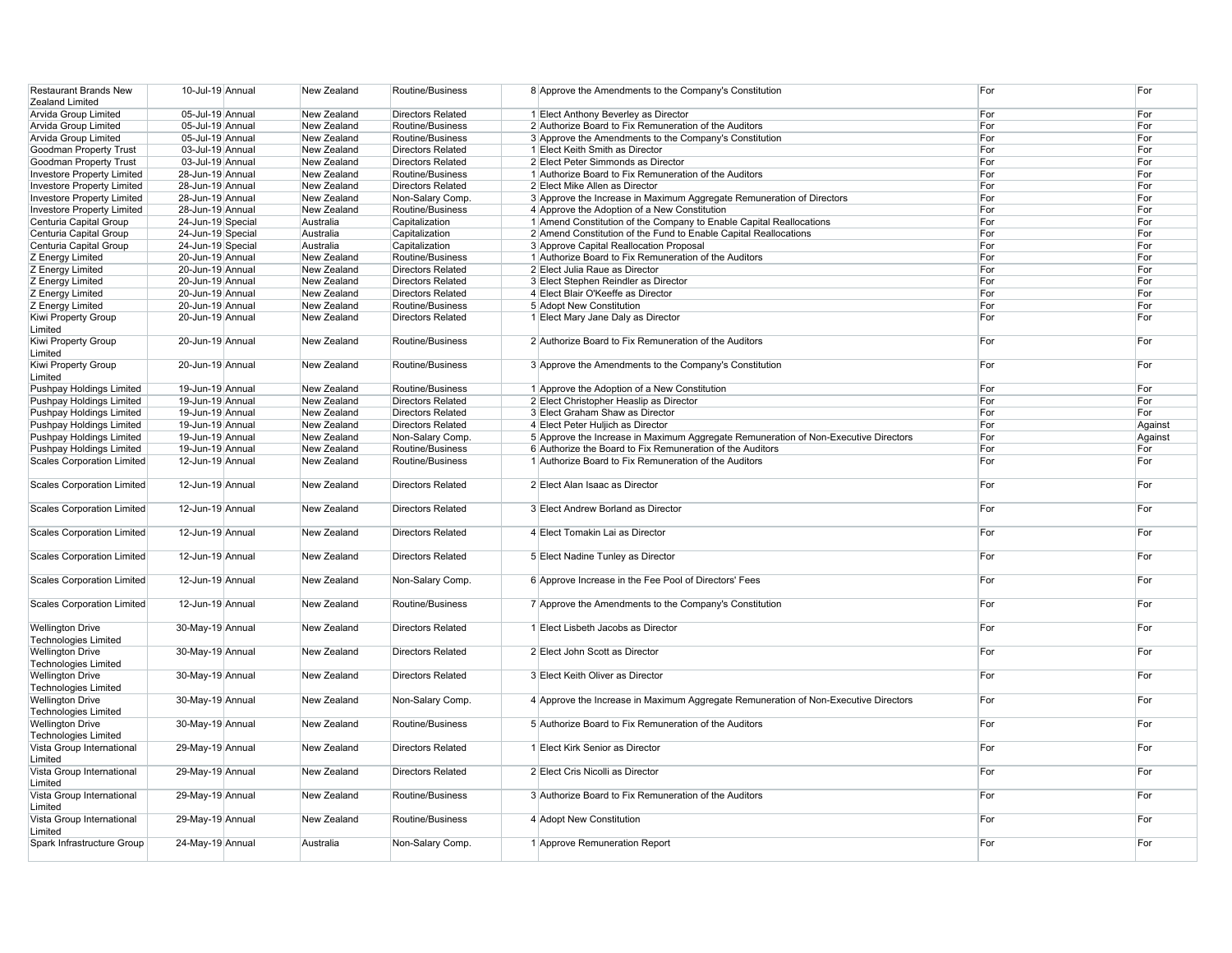| | | | | | | | | |
|---|---|---|---|---|---|---|---|---|
| Restaurant Brands New Zealand Limited | 10-Jul-19 | Annual | New Zealand | Routine/Business | 8 | Approve the Amendments to the Company's Constitution | For | For |
| Arvida Group Limited | 05-Jul-19 | Annual | New Zealand | Directors Related | 1 | Elect Anthony Beverley as Director | For | For |
| Arvida Group Limited | 05-Jul-19 | Annual | New Zealand | Routine/Business | 2 | Authorize Board to Fix Remuneration of the Auditors | For | For |
| Arvida Group Limited | 05-Jul-19 | Annual | New Zealand | Routine/Business | 3 | Approve the Amendments to the Company's Constitution | For | For |
| Goodman Property Trust | 03-Jul-19 | Annual | New Zealand | Directors Related | 1 | Elect Keith Smith as Director | For | For |
| Goodman Property Trust | 03-Jul-19 | Annual | New Zealand | Directors Related | 2 | Elect Peter Simmonds as Director | For | For |
| Investore Property Limited | 28-Jun-19 | Annual | New Zealand | Routine/Business | 1 | Authorize Board to Fix Remuneration of the Auditors | For | For |
| Investore Property Limited | 28-Jun-19 | Annual | New Zealand | Directors Related | 2 | Elect Mike Allen as Director | For | For |
| Investore Property Limited | 28-Jun-19 | Annual | New Zealand | Non-Salary Comp. | 3 | Approve the Increase in Maximum Aggregate Remuneration of Directors | For | For |
| Investore Property Limited | 28-Jun-19 | Annual | New Zealand | Routine/Business | 4 | Approve the Adoption of a New Constitution | For | For |
| Centuria Capital Group | 24-Jun-19 | Special | Australia | Capitalization | 1 | Amend Constitution of the Company to Enable Capital Reallocations | For | For |
| Centuria Capital Group | 24-Jun-19 | Special | Australia | Capitalization | 2 | Amend Constitution of the Fund to Enable Capital Reallocations | For | For |
| Centuria Capital Group | 24-Jun-19 | Special | Australia | Capitalization | 3 | Approve Capital Reallocation Proposal | For | For |
| Z Energy Limited | 20-Jun-19 | Annual | New Zealand | Routine/Business | 1 | Authorize Board to Fix Remuneration of the Auditors | For | For |
| Z Energy Limited | 20-Jun-19 | Annual | New Zealand | Directors Related | 2 | Elect Julia Raue as Director | For | For |
| Z Energy Limited | 20-Jun-19 | Annual | New Zealand | Directors Related | 3 | Elect Stephen Reindler as Director | For | For |
| Z Energy Limited | 20-Jun-19 | Annual | New Zealand | Directors Related | 4 | Elect Blair O'Keeffe as Director | For | For |
| Z Energy Limited | 20-Jun-19 | Annual | New Zealand | Routine/Business | 5 | Adopt New Constitution | For | For |
| Kiwi Property Group Limited | 20-Jun-19 | Annual | New Zealand | Directors Related | 1 | Elect Mary Jane Daly as Director | For | For |
| Kiwi Property Group Limited | 20-Jun-19 | Annual | New Zealand | Routine/Business | 2 | Authorize Board to Fix Remuneration of the Auditors | For | For |
| Kiwi Property Group Limited | 20-Jun-19 | Annual | New Zealand | Routine/Business | 3 | Approve the Amendments to the Company's Constitution | For | For |
| Pushpay Holdings Limited | 19-Jun-19 | Annual | New Zealand | Routine/Business | 1 | Approve the Adoption of a New Constitution | For | For |
| Pushpay Holdings Limited | 19-Jun-19 | Annual | New Zealand | Directors Related | 2 | Elect Christopher Heaslip as Director | For | For |
| Pushpay Holdings Limited | 19-Jun-19 | Annual | New Zealand | Directors Related | 3 | Elect Graham Shaw as Director | For | For |
| Pushpay Holdings Limited | 19-Jun-19 | Annual | New Zealand | Directors Related | 4 | Elect Peter Huljich as Director | For | Against |
| Pushpay Holdings Limited | 19-Jun-19 | Annual | New Zealand | Non-Salary Comp. | 5 | Approve the Increase in Maximum Aggregate Remuneration of Non-Executive Directors | For | Against |
| Pushpay Holdings Limited | 19-Jun-19 | Annual | New Zealand | Routine/Business | 6 | Authorize the Board to Fix Remuneration of the Auditors | For | For |
| Scales Corporation Limited | 12-Jun-19 | Annual | New Zealand | Routine/Business | 1 | Authorize Board to Fix Remuneration of the Auditors | For | For |
| Scales Corporation Limited | 12-Jun-19 | Annual | New Zealand | Directors Related | 2 | Elect Alan Isaac as Director | For | For |
| Scales Corporation Limited | 12-Jun-19 | Annual | New Zealand | Directors Related | 3 | Elect Andrew Borland as Director | For | For |
| Scales Corporation Limited | 12-Jun-19 | Annual | New Zealand | Directors Related | 4 | Elect Tomakin Lai as Director | For | For |
| Scales Corporation Limited | 12-Jun-19 | Annual | New Zealand | Directors Related | 5 | Elect Nadine Tunley as Director | For | For |
| Scales Corporation Limited | 12-Jun-19 | Annual | New Zealand | Non-Salary Comp. | 6 | Approve Increase in the Fee Pool of Directors' Fees | For | For |
| Scales Corporation Limited | 12-Jun-19 | Annual | New Zealand | Routine/Business | 7 | Approve the Amendments to the Company's Constitution | For | For |
| Wellington Drive Technologies Limited | 30-May-19 | Annual | New Zealand | Directors Related | 1 | Elect Lisbeth Jacobs as Director | For | For |
| Wellington Drive Technologies Limited | 30-May-19 | Annual | New Zealand | Directors Related | 2 | Elect John Scott as Director | For | For |
| Wellington Drive Technologies Limited | 30-May-19 | Annual | New Zealand | Directors Related | 3 | Elect Keith Oliver as Director | For | For |
| Wellington Drive Technologies Limited | 30-May-19 | Annual | New Zealand | Non-Salary Comp. | 4 | Approve the Increase in Maximum Aggregate Remuneration of Non-Executive Directors | For | For |
| Wellington Drive Technologies Limited | 30-May-19 | Annual | New Zealand | Routine/Business | 5 | Authorize Board to Fix Remuneration of the Auditors | For | For |
| Vista Group International Limited | 29-May-19 | Annual | New Zealand | Directors Related | 1 | Elect Kirk Senior as Director | For | For |
| Vista Group International Limited | 29-May-19 | Annual | New Zealand | Directors Related | 2 | Elect Cris Nicolli as Director | For | For |
| Vista Group International Limited | 29-May-19 | Annual | New Zealand | Routine/Business | 3 | Authorize Board to Fix Remuneration of the Auditors | For | For |
| Vista Group International Limited | 29-May-19 | Annual | New Zealand | Routine/Business | 4 | Adopt New Constitution | For | For |
| Spark Infrastructure Group | 24-May-19 | Annual | Australia | Non-Salary Comp. | 1 | Approve Remuneration Report | For | For |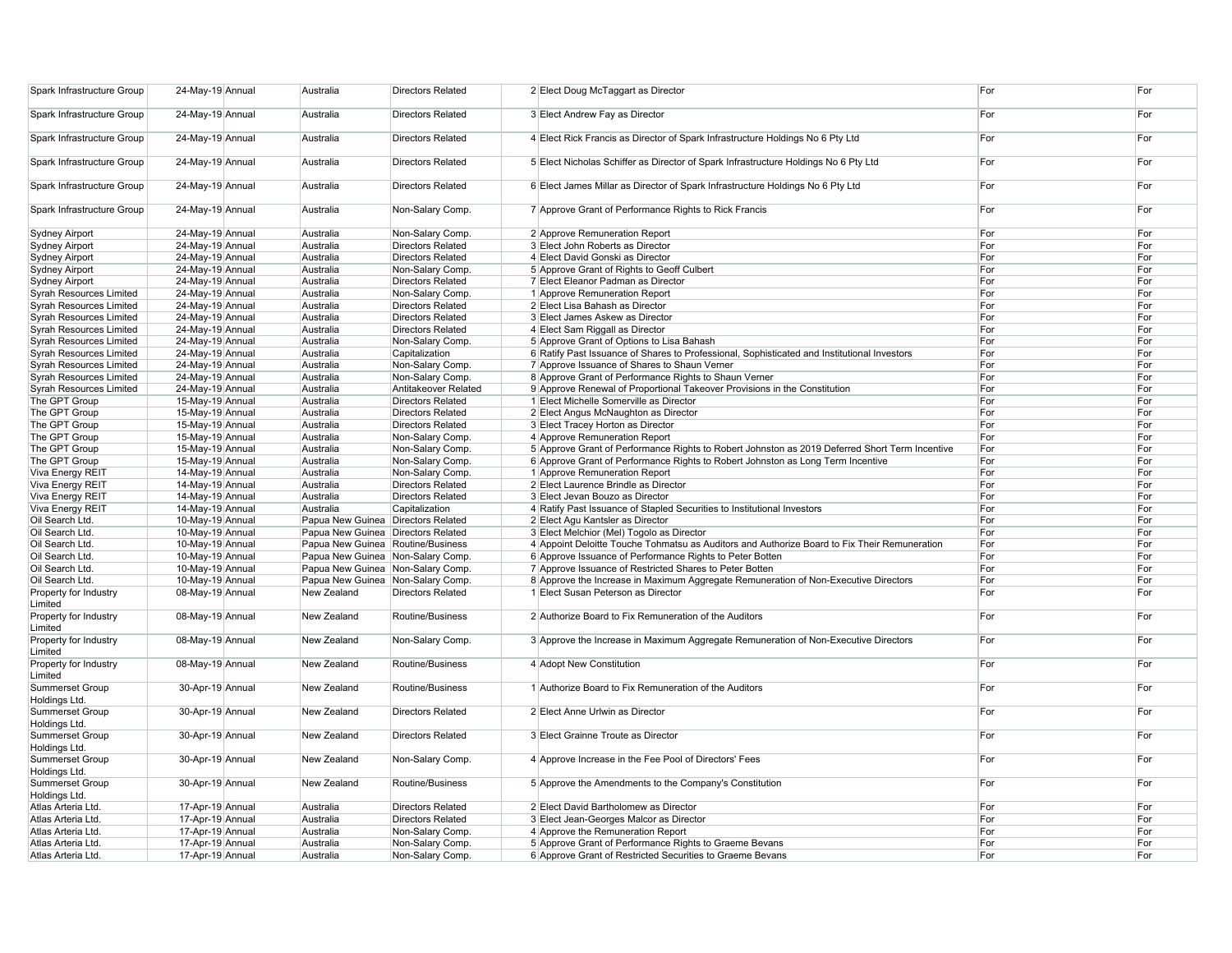| | | | | | | | | |
|---|---|---|---|---|---|---|---|---|
| Spark Infrastructure Group | 24-May-19 | Annual | Australia | Directors Related | 2 | Elect Doug McTaggart as Director | For | For |
| Spark Infrastructure Group | 24-May-19 | Annual | Australia | Directors Related | 3 | Elect Andrew Fay as Director | For | For |
| Spark Infrastructure Group | 24-May-19 | Annual | Australia | Directors Related | 4 | Elect Rick Francis as Director of Spark Infrastructure Holdings No 6 Pty Ltd | For | For |
| Spark Infrastructure Group | 24-May-19 | Annual | Australia | Directors Related | 5 | Elect Nicholas Schiffer as Director of Spark Infrastructure Holdings No 6 Pty Ltd | For | For |
| Spark Infrastructure Group | 24-May-19 | Annual | Australia | Directors Related | 6 | Elect James Millar as Director of Spark Infrastructure Holdings No 6 Pty Ltd | For | For |
| Spark Infrastructure Group | 24-May-19 | Annual | Australia | Non-Salary Comp. | 7 | Approve Grant of Performance Rights to Rick Francis | For | For |
| Sydney Airport | 24-May-19 | Annual | Australia | Non-Salary Comp. | 2 | Approve Remuneration Report | For | For |
| Sydney Airport | 24-May-19 | Annual | Australia | Directors Related | 3 | Elect John Roberts as Director | For | For |
| Sydney Airport | 24-May-19 | Annual | Australia | Directors Related | 4 | Elect David Gonski as Director | For | For |
| Sydney Airport | 24-May-19 | Annual | Australia | Non-Salary Comp. | 5 | Approve Grant of Rights to Geoff Culbert | For | For |
| Sydney Airport | 24-May-19 | Annual | Australia | Directors Related | 7 | Elect Eleanor Padman as Director | For | For |
| Syrah Resources Limited | 24-May-19 | Annual | Australia | Non-Salary Comp. | 1 | Approve Remuneration Report | For | For |
| Syrah Resources Limited | 24-May-19 | Annual | Australia | Directors Related | 2 | Elect Lisa Bahash as Director | For | For |
| Syrah Resources Limited | 24-May-19 | Annual | Australia | Directors Related | 3 | Elect James Askew as Director | For | For |
| Syrah Resources Limited | 24-May-19 | Annual | Australia | Directors Related | 4 | Elect Sam Riggall as Director | For | For |
| Syrah Resources Limited | 24-May-19 | Annual | Australia | Non-Salary Comp. | 5 | Approve Grant of Options to Lisa Bahash | For | For |
| Syrah Resources Limited | 24-May-19 | Annual | Australia | Capitalization | 6 | Ratify Past Issuance of Shares to Professional, Sophisticated and Institutional Investors | For | For |
| Syrah Resources Limited | 24-May-19 | Annual | Australia | Non-Salary Comp. | 7 | Approve Issuance of Shares to Shaun Verner | For | For |
| Syrah Resources Limited | 24-May-19 | Annual | Australia | Non-Salary Comp. | 8 | Approve Grant of Performance Rights to Shaun Verner | For | For |
| Syrah Resources Limited | 24-May-19 | Annual | Australia | Antitakeover Related | 9 | Approve Renewal of Proportional Takeover Provisions in the Constitution | For | For |
| The GPT Group | 15-May-19 | Annual | Australia | Directors Related | 1 | Elect Michelle Somerville as Director | For | For |
| The GPT Group | 15-May-19 | Annual | Australia | Directors Related | 2 | Elect Angus McNaughton as Director | For | For |
| The GPT Group | 15-May-19 | Annual | Australia | Directors Related | 3 | Elect Tracey Horton as Director | For | For |
| The GPT Group | 15-May-19 | Annual | Australia | Non-Salary Comp. | 4 | Approve Remuneration Report | For | For |
| The GPT Group | 15-May-19 | Annual | Australia | Non-Salary Comp. | 5 | Approve Grant of Performance Rights to Robert Johnston as 2019 Deferred Short Term Incentive | For | For |
| The GPT Group | 15-May-19 | Annual | Australia | Non-Salary Comp. | 6 | Approve Grant of Performance Rights to Robert Johnston as Long Term Incentive | For | For |
| Viva Energy REIT | 14-May-19 | Annual | Australia | Non-Salary Comp. | 1 | Approve Remuneration Report | For | For |
| Viva Energy REIT | 14-May-19 | Annual | Australia | Directors Related | 2 | Elect Laurence Brindle as Director | For | For |
| Viva Energy REIT | 14-May-19 | Annual | Australia | Directors Related | 3 | Elect Jevan Bouzo as Director | For | For |
| Viva Energy REIT | 14-May-19 | Annual | Australia | Capitalization | 4 | Ratify Past Issuance of Stapled Securities to Institutional Investors | For | For |
| Oil Search Ltd. | 10-May-19 | Annual | Papua New Guinea | Directors Related | 2 | Elect Agu Kantsler as Director | For | For |
| Oil Search Ltd. | 10-May-19 | Annual | Papua New Guinea | Directors Related | 3 | Elect Melchior (Mel) Togolo as Director | For | For |
| Oil Search Ltd. | 10-May-19 | Annual | Papua New Guinea | Routine/Business | 4 | Appoint Deloitte Touche Tohmatsu as Auditors and Authorize Board to Fix Their Remuneration | For | For |
| Oil Search Ltd. | 10-May-19 | Annual | Papua New Guinea | Non-Salary Comp. | 6 | Approve Issuance of Performance Rights to Peter Botten | For | For |
| Oil Search Ltd. | 10-May-19 | Annual | Papua New Guinea | Non-Salary Comp. | 7 | Approve Issuance of Restricted Shares to Peter Botten | For | For |
| Oil Search Ltd. | 10-May-19 | Annual | Papua New Guinea | Non-Salary Comp. | 8 | Approve the Increase in Maximum Aggregate Remuneration of Non-Executive Directors | For | For |
| Property for Industry Limited | 08-May-19 | Annual | New Zealand | Directors Related | 1 | Elect Susan Peterson as Director | For | For |
| Property for Industry Limited | 08-May-19 | Annual | New Zealand | Routine/Business | 2 | Authorize Board to Fix Remuneration of the Auditors | For | For |
| Property for Industry Limited | 08-May-19 | Annual | New Zealand | Non-Salary Comp. | 3 | Approve the Increase in Maximum Aggregate Remuneration of Non-Executive Directors | For | For |
| Property for Industry Limited | 08-May-19 | Annual | New Zealand | Routine/Business | 4 | Adopt New Constitution | For | For |
| Summerset Group Holdings Ltd. | 30-Apr-19 | Annual | New Zealand | Routine/Business | 1 | Authorize Board to Fix Remuneration of the Auditors | For | For |
| Summerset Group Holdings Ltd. | 30-Apr-19 | Annual | New Zealand | Directors Related | 2 | Elect Anne Urlwin as Director | For | For |
| Summerset Group Holdings Ltd. | 30-Apr-19 | Annual | New Zealand | Directors Related | 3 | Elect Grainne Troute as Director | For | For |
| Summerset Group Holdings Ltd. | 30-Apr-19 | Annual | New Zealand | Non-Salary Comp. | 4 | Approve Increase in the Fee Pool of Directors' Fees | For | For |
| Summerset Group Holdings Ltd. | 30-Apr-19 | Annual | New Zealand | Routine/Business | 5 | Approve the Amendments to the Company's Constitution | For | For |
| Atlas Arteria Ltd. | 17-Apr-19 | Annual | Australia | Directors Related | 2 | Elect David Bartholomew as Director | For | For |
| Atlas Arteria Ltd. | 17-Apr-19 | Annual | Australia | Directors Related | 3 | Elect Jean-Georges Malcor as Director | For | For |
| Atlas Arteria Ltd. | 17-Apr-19 | Annual | Australia | Non-Salary Comp. | 4 | Approve the Remuneration Report | For | For |
| Atlas Arteria Ltd. | 17-Apr-19 | Annual | Australia | Non-Salary Comp. | 5 | Approve Grant of Performance Rights to Graeme Bevans | For | For |
| Atlas Arteria Ltd. | 17-Apr-19 | Annual | Australia | Non-Salary Comp. | 6 | Approve Grant of Restricted Securities to Graeme Bevans | For | For |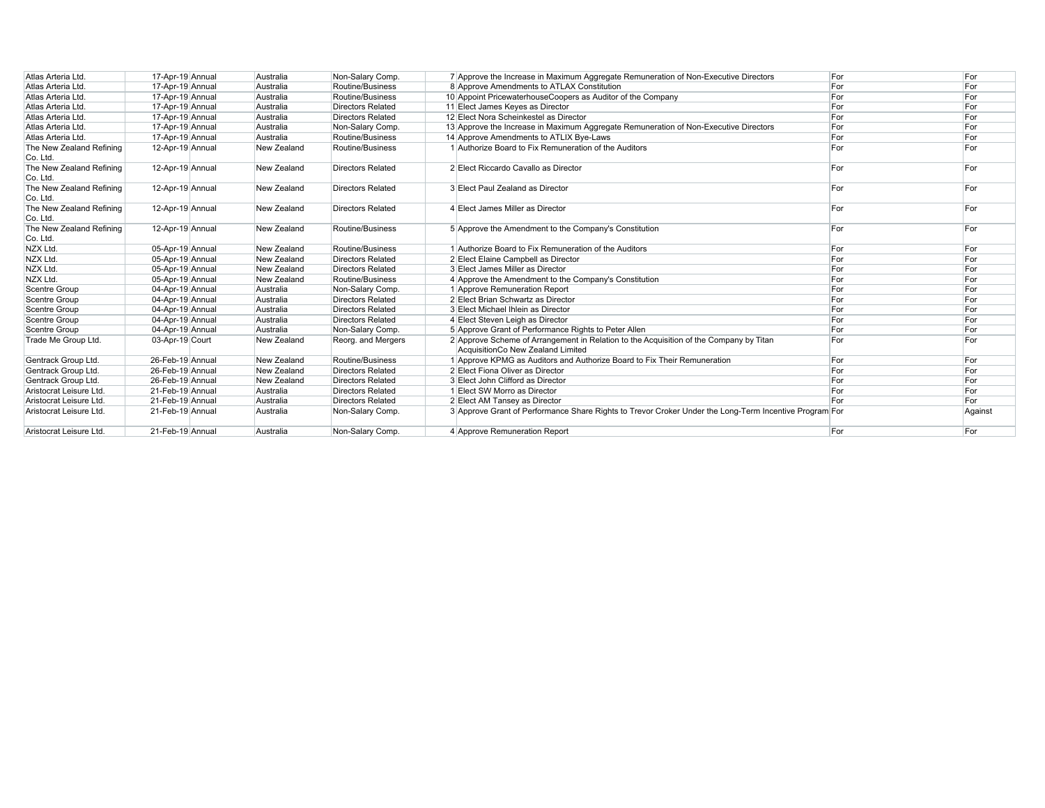| | | | | | | | | |
|---|---|---|---|---|---|---|---|---|
| Atlas Arteria Ltd. | 17-Apr-19 | Annual | Australia | Non-Salary Comp. | 7 | Approve the Increase in Maximum Aggregate Remuneration of Non-Executive Directors | For | For |
| Atlas Arteria Ltd. | 17-Apr-19 | Annual | Australia | Routine/Business | 8 | Approve Amendments to ATLAX Constitution | For | For |
| Atlas Arteria Ltd. | 17-Apr-19 | Annual | Australia | Routine/Business | 10 | Appoint PricewaterhouseCoopers as Auditor of the Company | For | For |
| Atlas Arteria Ltd. | 17-Apr-19 | Annual | Australia | Directors Related | 11 | Elect James Keyes as Director | For | For |
| Atlas Arteria Ltd. | 17-Apr-19 | Annual | Australia | Directors Related | 12 | Elect Nora Scheinkestel as Director | For | For |
| Atlas Arteria Ltd. | 17-Apr-19 | Annual | Australia | Non-Salary Comp. | 13 | Approve the Increase in Maximum Aggregate Remuneration of Non-Executive Directors | For | For |
| Atlas Arteria Ltd. | 17-Apr-19 | Annual | Australia | Routine/Business | 14 | Approve Amendments to ATLIX Bye-Laws | For | For |
| The New Zealand Refining Co. Ltd. | 12-Apr-19 | Annual | New Zealand | Routine/Business | 1 | Authorize Board to Fix Remuneration of the Auditors | For | For |
| The New Zealand Refining Co. Ltd. | 12-Apr-19 | Annual | New Zealand | Directors Related | 2 | Elect Riccardo Cavallo as Director | For | For |
| The New Zealand Refining Co. Ltd. | 12-Apr-19 | Annual | New Zealand | Directors Related | 3 | Elect Paul Zealand as Director | For | For |
| The New Zealand Refining Co. Ltd. | 12-Apr-19 | Annual | New Zealand | Directors Related | 4 | Elect James Miller as Director | For | For |
| The New Zealand Refining Co. Ltd. | 12-Apr-19 | Annual | New Zealand | Routine/Business | 5 | Approve the Amendment to the Company's Constitution | For | For |
| NZX Ltd. | 05-Apr-19 | Annual | New Zealand | Routine/Business | 1 | Authorize Board to Fix Remuneration of the Auditors | For | For |
| NZX Ltd. | 05-Apr-19 | Annual | New Zealand | Directors Related | 2 | Elect Elaine Campbell as Director | For | For |
| NZX Ltd. | 05-Apr-19 | Annual | New Zealand | Directors Related | 3 | Elect James Miller as Director | For | For |
| NZX Ltd. | 05-Apr-19 | Annual | New Zealand | Routine/Business | 4 | Approve the Amendment to the Company's Constitution | For | For |
| Scentre Group | 04-Apr-19 | Annual | Australia | Non-Salary Comp. | 1 | Approve Remuneration Report | For | For |
| Scentre Group | 04-Apr-19 | Annual | Australia | Directors Related | 2 | Elect Brian Schwartz as Director | For | For |
| Scentre Group | 04-Apr-19 | Annual | Australia | Directors Related | 3 | Elect Michael Ihlein as Director | For | For |
| Scentre Group | 04-Apr-19 | Annual | Australia | Directors Related | 4 | Elect Steven Leigh as Director | For | For |
| Scentre Group | 04-Apr-19 | Annual | Australia | Non-Salary Comp. | 5 | Approve Grant of Performance Rights to Peter Allen | For | For |
| Trade Me Group Ltd. | 03-Apr-19 | Court | New Zealand | Reorg. and Mergers | 2 | Approve Scheme of Arrangement in Relation to the Acquisition of the Company by Titan AcquisitionCo New Zealand Limited | For | For |
| Gentrack Group Ltd. | 26-Feb-19 | Annual | New Zealand | Routine/Business | 1 | Approve KPMG as Auditors and Authorize Board to Fix Their Remuneration | For | For |
| Gentrack Group Ltd. | 26-Feb-19 | Annual | New Zealand | Directors Related | 2 | Elect Fiona Oliver as Director | For | For |
| Gentrack Group Ltd. | 26-Feb-19 | Annual | New Zealand | Directors Related | 3 | Elect John Clifford as Director | For | For |
| Aristocrat Leisure Ltd. | 21-Feb-19 | Annual | Australia | Directors Related | 1 | Elect SW Morro as Director | For | For |
| Aristocrat Leisure Ltd. | 21-Feb-19 | Annual | Australia | Directors Related | 2 | Elect AM Tansey as Director | For | For |
| Aristocrat Leisure Ltd. | 21-Feb-19 | Annual | Australia | Non-Salary Comp. | 3 | Approve Grant of Performance Share Rights to Trevor Croker Under the Long-Term Incentive Program | For | Against |
| Aristocrat Leisure Ltd. | 21-Feb-19 | Annual | Australia | Non-Salary Comp. | 4 | Approve Remuneration Report | For | For |